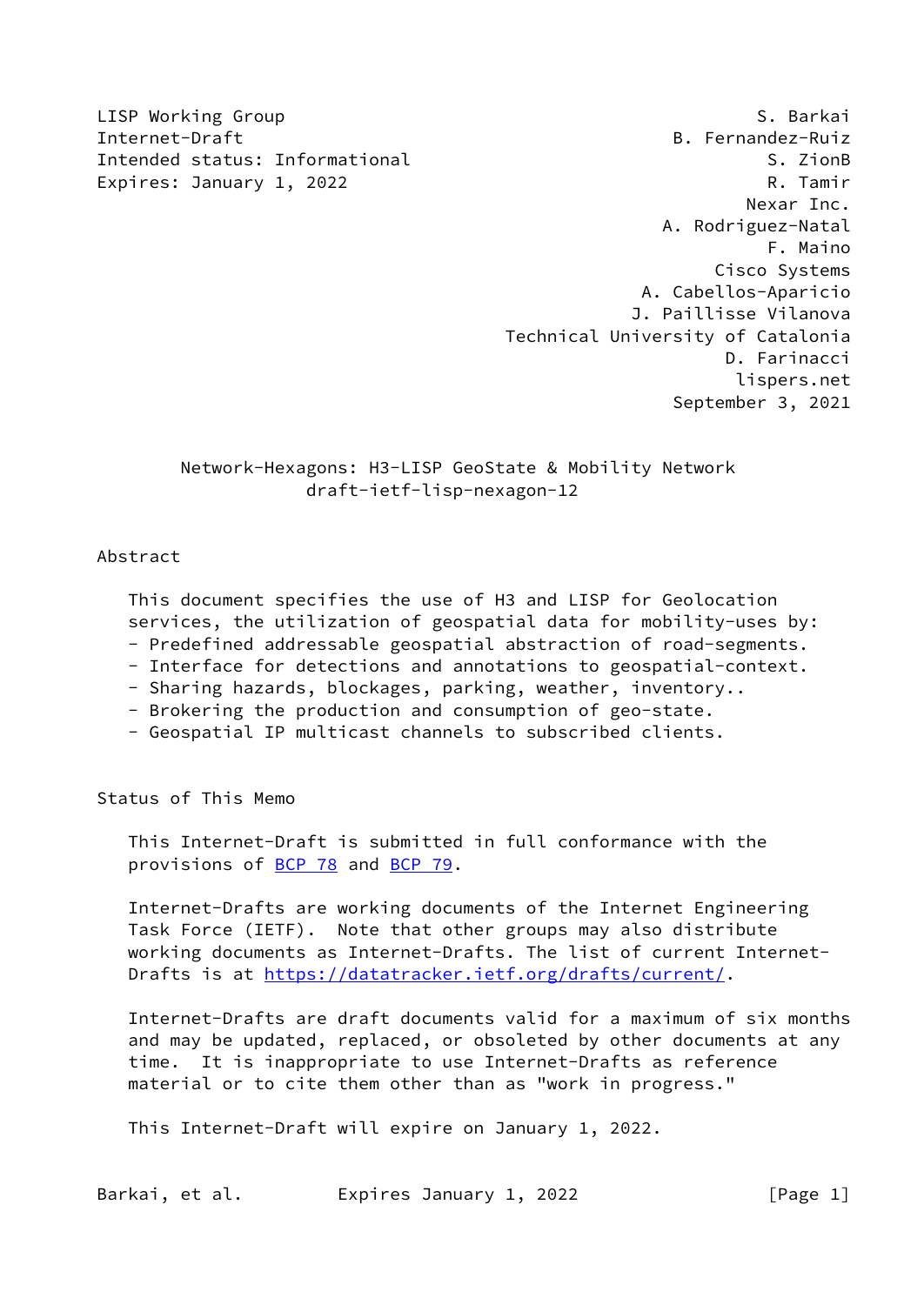LISP Working Group S. Barkai
Internet-Draft B. Fernandez-Ruiz
Intended status: Informational S. ZionB
Expires: January 1, 2022 R. Tamir
Nexar Inc.
A. Rodriguez-Natal
F. Maino
Cisco Systems
A. Cabellos-Aparicio
J. Paillisse Vilanova
Technical University of Catalonia
D. Farinacci
lispers.net
September 3, 2021

# Network-Hexagons: H3-LISP GeoState & Mobility Network
## draft-ietf-lisp-nexagon-12

## Abstract

This document specifies the use of H3 and LISP for Geolocation services, the utilization of geospatial data for mobility-uses by:

- Predefined addressable geospatial abstraction of road-segments.
- Interface for detections and annotations to geospatial-context.
- Sharing hazards, blockages, parking, weather, inventory..
- Brokering the production and consumption of geo-state.
- Geospatial IP multicast channels to subscribed clients.

## Status of This Memo

This Internet-Draft is submitted in full conformance with the provisions of BCP 78 and BCP 79.

Internet-Drafts are working documents of the Internet Engineering Task Force (IETF). Note that other groups may also distribute working documents as Internet-Drafts. The list of current Internet-Drafts is at https://datatracker.ietf.org/drafts/current/.

Internet-Drafts are draft documents valid for a maximum of six months and may be updated, replaced, or obsoleted by other documents at any time. It is inappropriate to use Internet-Drafts as reference material or to cite them other than as "work in progress."

This Internet-Draft will expire on January 1, 2022.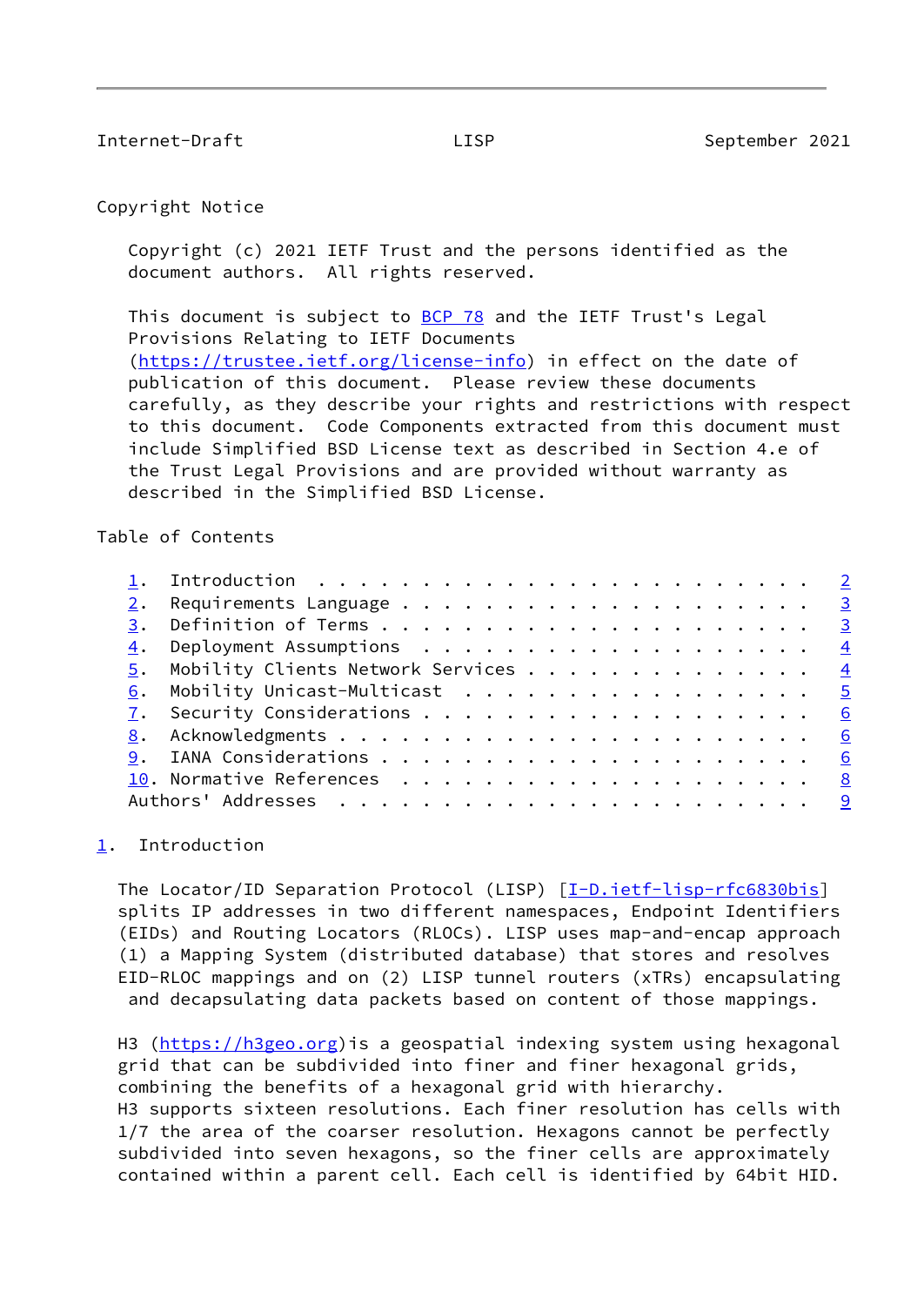## Copyright Notice

Copyright (c) 2021 IETF Trust and the persons identified as the document authors. All rights reserved.

This document is subject to BCP 78 and the IETF Trust's Legal Provisions Relating to IETF Documents (https://trustee.ietf.org/license-info) in effect on the date of publication of this document. Please review these documents carefully, as they describe your rights and restrictions with respect to this document. Code Components extracted from this document must include Simplified BSD License text as described in Section 4.e of the Trust Legal Provisions and are provided without warranty as described in the Simplified BSD License.

## Table of Contents

```
1.  Introduction . . . . . . . . . . . . . . . . . . . . . . . .   2
2.  Requirements Language . . . . . . . . . . . . . . . . . . . .   3
3.  Definition of Terms . . . . . . . . . . . . . . . . . . . . .   3
4.  Deployment Assumptions  . . . . . . . . . . . . . . . . . . .   4
5.  Mobility Clients Network Services . . . . . . . . . . . . . .   4
6.  Mobility Unicast-Multicast  . . . . . . . . . . . . . . . . .   5
7.  Security Considerations . . . . . . . . . . . . . . . . . . .   6
8.  Acknowledgments . . . . . . . . . . . . . . . . . . . . . . .   6
9.  IANA Considerations . . . . . . . . . . . . . . . . . . . . .   6
10. Normative References  . . . . . . . . . . . . . . . . . . . .   8
Authors' Addresses  . . . . . . . . . . . . . . . . . . . . . . .   9
```

## 1. Introduction

The Locator/ID Separation Protocol (LISP) [I-D.ietf-lisp-rfc6830bis] splits IP addresses in two different namespaces, Endpoint Identifiers (EIDs) and Routing Locators (RLOCs). LISP uses map-and-encap approach (1) a Mapping System (distributed database) that stores and resolves EID-RLOC mappings and on (2) LISP tunnel routers (xTRs) encapsulating and decapsulating data packets based on content of those mappings.

H3 (https://h3geo.org)is a geospatial indexing system using hexagonal grid that can be subdivided into finer and finer hexagonal grids, combining the benefits of a hexagonal grid with hierarchy.
H3 supports sixteen resolutions. Each finer resolution has cells with 1/7 the area of the coarser resolution. Hexagons cannot be perfectly subdivided into seven hexagons, so the finer cells are approximately contained within a parent cell. Each cell is identified by 64bit HID.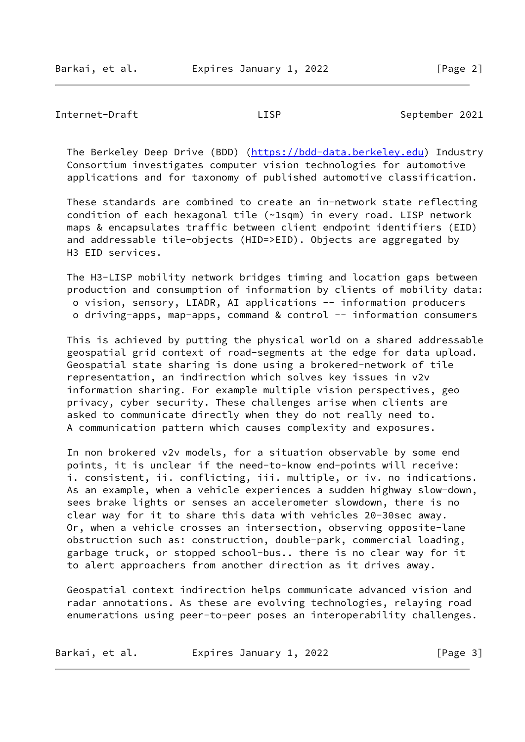The Berkeley Deep Drive (BDD) (https://bdd-data.berkeley.edu) Industry Consortium investigates computer vision technologies for automotive applications and for taxonomy of published automotive classification.

These standards are combined to create an in-network state reflecting condition of each hexagonal tile (~1sqm) in every road. LISP network maps & encapsulates traffic between client endpoint identifiers (EID) and addressable tile-objects (HID=>EID). Objects are aggregated by H3 EID services.

The H3-LISP mobility network bridges timing and location gaps between production and consumption of information by clients of mobility data:

- vision, sensory, LIADR, AI applications -- information producers
- driving-apps, map-apps, command & control -- information consumers

This is achieved by putting the physical world on a shared addressable geospatial grid context of road-segments at the edge for data upload. Geospatial state sharing is done using a brokered-network of tile representation, an indirection which solves key issues in v2v information sharing. For example multiple vision perspectives, geo privacy, cyber security. These challenges arise when clients are asked to communicate directly when they do not really need to. A communication pattern which causes complexity and exposures.

In non brokered v2v models, for a situation observable by some end points, it is unclear if the need-to-know end-points will receive: i. consistent, ii. conflicting, iii. multiple, or iv. no indications. As an example, when a vehicle experiences a sudden highway slow-down, sees brake lights or senses an accelerometer slowdown, there is no clear way for it to share this data with vehicles 20-30sec away. Or, when a vehicle crosses an intersection, observing opposite-lane obstruction such as: construction, double-park, commercial loading, garbage truck, or stopped school-bus.. there is no clear way for it to alert approachers from another direction as it drives away.

Geospatial context indirection helps communicate advanced vision and radar annotations. As these are evolving technologies, relaying road enumerations using peer-to-peer poses an interoperability challenges.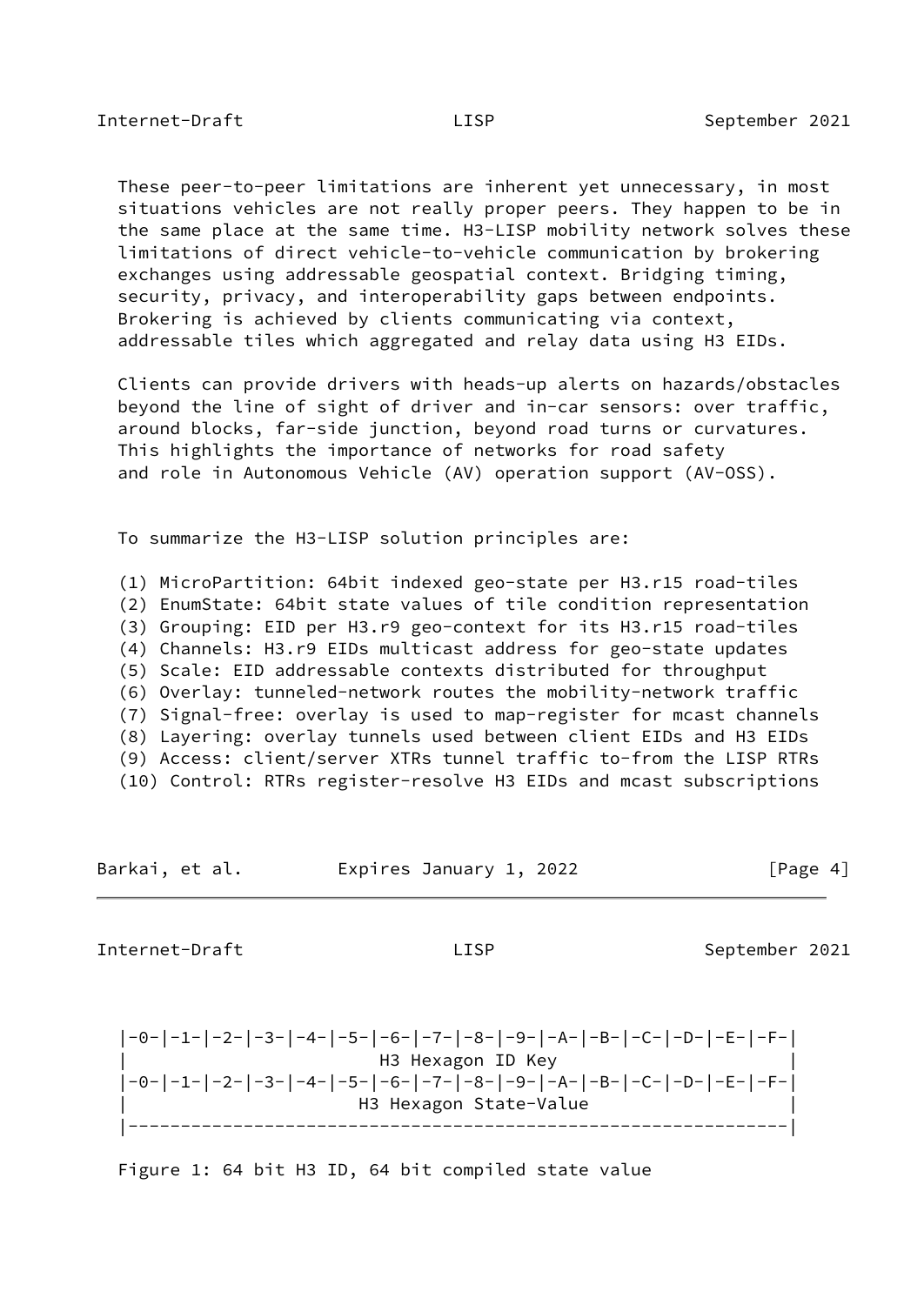These peer-to-peer limitations are inherent yet unnecessary, in most situations vehicles are not really proper peers. They happen to be in the same place at the same time. H3-LISP mobility network solves these limitations of direct vehicle-to-vehicle communication by brokering exchanges using addressable geospatial context. Bridging timing, security, privacy, and interoperability gaps between endpoints. Brokering is achieved by clients communicating via context, addressable tiles which aggregated and relay data using H3 EIDs.

Clients can provide drivers with heads-up alerts on hazards/obstacles beyond the line of sight of driver and in-car sensors: over traffic, around blocks, far-side junction, beyond road turns or curvatures. This highlights the importance of networks for road safety and role in Autonomous Vehicle (AV) operation support (AV-OSS).

To summarize the H3-LISP solution principles are:

(1) MicroPartition: 64bit indexed geo-state per H3.r15 road-tiles
(2) EnumState: 64bit state values of tile condition representation
(3) Grouping: EID per H3.r9 geo-context for its H3.r15 road-tiles
(4) Channels: H3.r9 EIDs multicast address for geo-state updates
(5) Scale: EID addressable contexts distributed for throughput
(6) Overlay: tunneled-network routes the mobility-network traffic
(7) Signal-free: overlay is used to map-register for mcast channels
(8) Layering: overlay tunnels used between client EIDs and H3 EIDs
(9) Access: client/server XTRs tunnel traffic to-from the LISP RTRs
(10) Control: RTRs register-resolve H3 EIDs and mcast subscriptions

```
|-0-|-1-|-2-|-3-|-4-|-5-|-6-|-7-|-8-|-9-|-A-|-B-|-C-|-D-|-E-|-F-|
|                          H3 Hexagon ID Key                     |
|-0-|-1-|-2-|-3-|-4-|-5-|-6-|-7-|-8-|-9-|-A-|-B-|-C-|-D-|-E-|-F-|
|                        H3 Hexagon State-Value                  |
|----------------------------------------------------------------|
```

Figure 1: 64 bit H3 ID, 64 bit compiled state value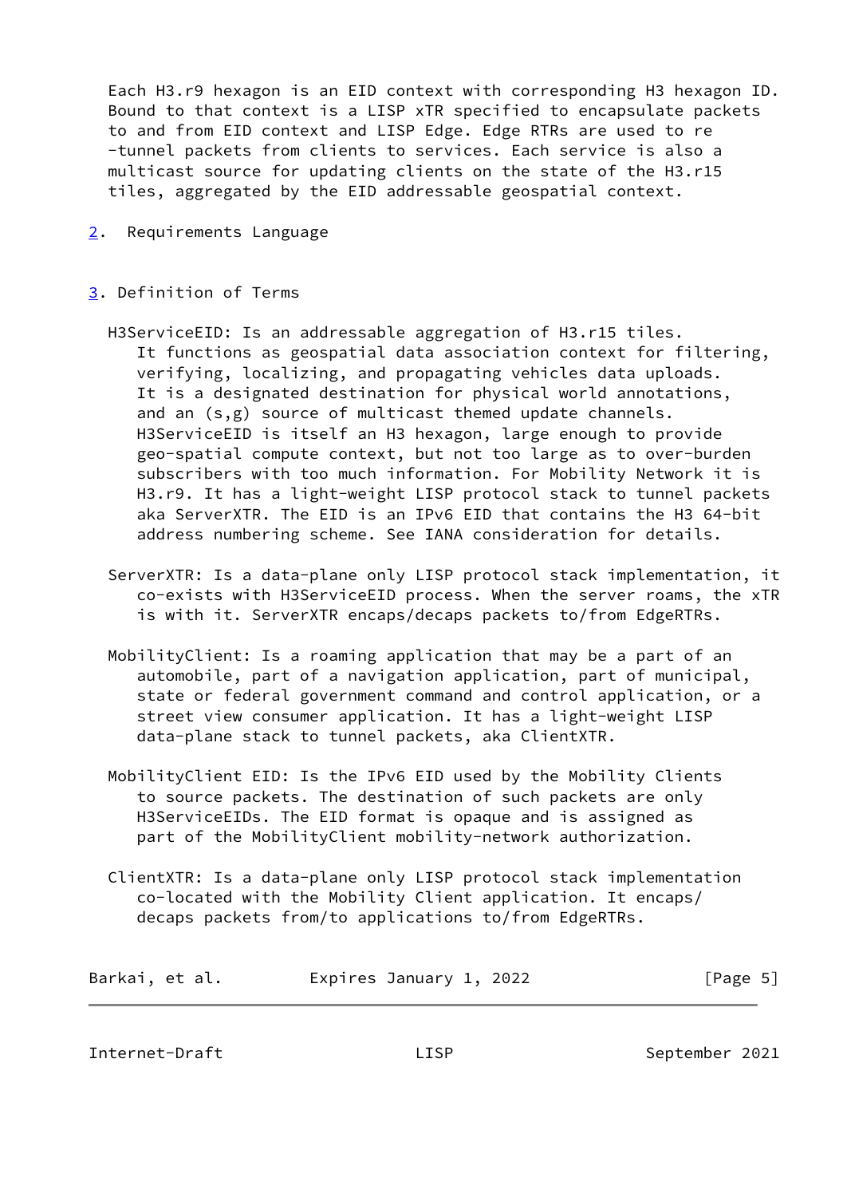Each H3.r9 hexagon is an EID context with corresponding H3 hexagon ID. Bound to that context is a LISP xTR specified to encapsulate packets to and from EID context and LISP Edge. Edge RTRs are used to re -tunnel packets from clients to services. Each service is also a multicast source for updating clients on the state of the H3.r15 tiles, aggregated by the EID addressable geospatial context.

## 2. Requirements Language

## 3. Definition of Terms

H3ServiceEID: Is an addressable aggregation of H3.r15 tiles. It functions as geospatial data association context for filtering, verifying, localizing, and propagating vehicles data uploads. It is a designated destination for physical world annotations, and an (s,g) source of multicast themed update channels. H3ServiceEID is itself an H3 hexagon, large enough to provide geo-spatial compute context, but not too large as to over-burden subscribers with too much information. For Mobility Network it is H3.r9. It has a light-weight LISP protocol stack to tunnel packets aka ServerXTR. The EID is an IPv6 EID that contains the H3 64-bit address numbering scheme. See IANA consideration for details.

ServerXTR: Is a data-plane only LISP protocol stack implementation, it co-exists with H3ServiceEID process. When the server roams, the xTR is with it. ServerXTR encaps/decaps packets to/from EdgeRTRs.

MobilityClient: Is a roaming application that may be a part of an automobile, part of a navigation application, part of municipal, state or federal government command and control application, or a street view consumer application. It has a light-weight LISP data-plane stack to tunnel packets, aka ClientXTR.

MobilityClient EID: Is the IPv6 EID used by the Mobility Clients to source packets. The destination of such packets are only H3ServiceEIDs. The EID format is opaque and is assigned as part of the MobilityClient mobility-network authorization.

ClientXTR: Is a data-plane only LISP protocol stack implementation co-located with the Mobility Client application. It encaps/ decaps packets from/to applications to/from EdgeRTRs.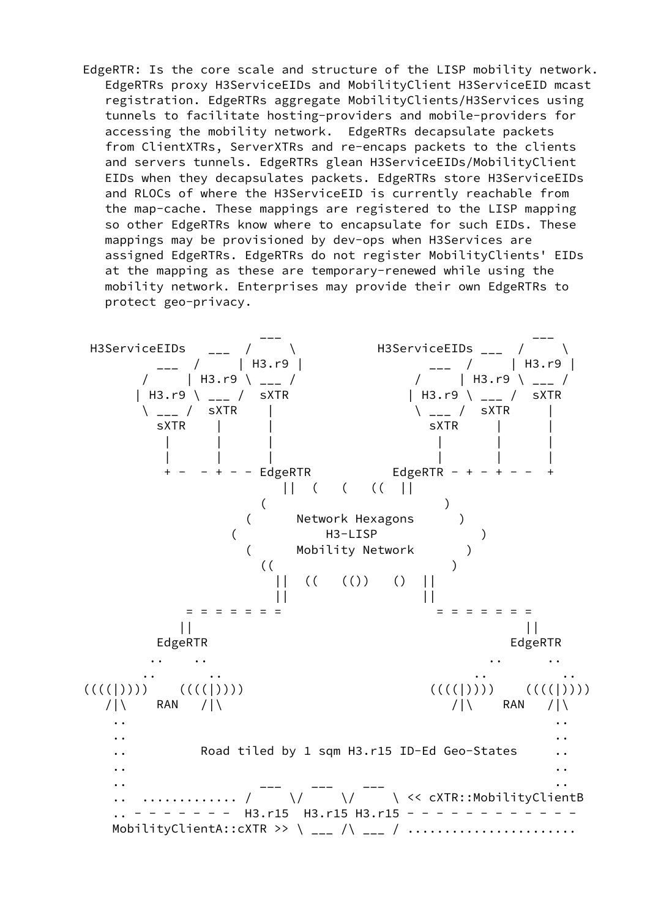EdgeRTR: Is the core scale and structure of the LISP mobility network. EdgeRTRs proxy H3ServiceEIDs and MobilityClient H3ServiceEID mcast registration. EdgeRTRs aggregate MobilityClients/H3Services using tunnels to facilitate hosting-providers and mobile-providers for accessing the mobility network. EdgeRTRs decapsulate packets from ClientXTRs, ServerXTRs and re-encaps packets to the clients and servers tunnels. EdgeRTRs glean H3ServiceEIDs/MobilityClient EIDs when they decapsulates packets. EdgeRTRs store H3ServiceEIDs and RLOCs of where the H3ServiceEID is currently reachable from the map-cache. These mappings are registered to the LISP mapping so other EdgeRTRs know where to encapsulate for such EIDs. These mappings may be provisioned by dev-ops when H3Services are assigned EdgeRTRs. EdgeRTRs do not register MobilityClients' EIDs at the mapping as these are temporary-renewed while using the mobility network. Enterprises may provide their own EdgeRTRs to protect geo-privacy.

```
                             ___                                ___
 H3ServiceEIDs    ___  /     \          H3ServiceEIDs ___  /     \
            ___  /     | H3.r9 |                  ___  /     | H3.r9 |
           /     | H3.r9 \ ___ /                 /     | H3.r9 \ ___ /
          | H3.r9 \ ___ /  sXTR                 | H3.r9 \ ___ /  sXTR
           \ ___ /  sXTR    |                    \ ___ /  sXTR     |
             sXTR    |      |                      sXTR     |      |
              |      |      |                       |       |      |
              |      |      |                       |       |      |
              + -  - + - - EdgeRTR           EdgeRTR - + - + - -  +
                               ||  (    (    ((  ||
                           (                          )
                         (      Network Hexagons      )
                      (             H3-LISP             )
                         (      Mobility Network       )
                           ((                          )
                             ||  ((   (())   ()  ||
                             ||                  ||
                  = = = = = = =                  = = = = = = =
                 ||                                           ||
              EdgeRTR                                      EdgeRTR
             ..    ..                                     ..      ..
            ..      ..                                  ..          ..
        ((((|))))    ((((|))))                     ((((|))))    ((((|))))
           /|\    RAN   /|\                            /|\    RAN   /|\
            ..                                                       ..
            ..                                                       ..
            ..          Road tiled by 1 sqm H3.r15 ID-Ed Geo-States     ..
            ..                                                       ..
            ..                ___    ___    ___                      ..
            ..  ............ /     \/     \/     \ << cXTR::MobilityClientB
            .. - - - - - - -  H3.r15  H3.r15 H3.r15 - - - - - - - - - - -
            MobilityClientA::cXTR >> \ ___ /\ ___ / ......................
```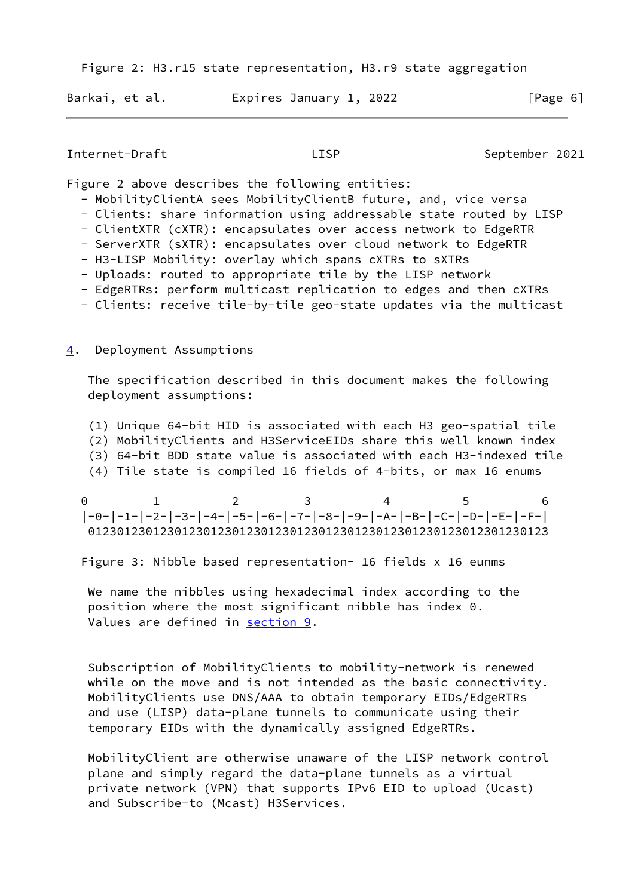Figure 2: H3.r15 state representation, H3.r9 state aggregation

Figure 2 above describes the following entities:

- MobilityClientA sees MobilityClientB future, and, vice versa
- Clients: share information using addressable state routed by LISP
- ClientXTR (cXTR): encapsulates over access network to EdgeRTR
- ServerXTR (sXTR): encapsulates over cloud network to EdgeRTR
- H3-LISP Mobility: overlay which spans cXTRs to sXTRs
- Uploads: routed to appropriate tile by the LISP network
- EdgeRTRs: perform multicast replication to edges and then cXTRs
- Clients: receive tile-by-tile geo-state updates via the multicast

## 4. Deployment Assumptions

The specification described in this document makes the following deployment assumptions:

(1) Unique 64-bit HID is associated with each H3 geo-spatial tile
(2) MobilityClients and H3ServiceEIDs share this well known index
(3) 64-bit BDD state value is associated with each H3-indexed tile
(4) Tile state is compiled 16 fields of 4-bits, or max 16 enums

```
0         1          2         3          4          5          6
|-0-|-1-|-2-|-3-|-4-|-5-|-6-|-7-|-8-|-9-|-A-|-B-|-C-|-D-|-E-|-F-|
 0123012301230123012301230123012301230123012301230123012301230123
```

Figure 3: Nibble based representation- 16 fields x 16 eunms

We name the nibbles using hexadecimal index according to the position where the most significant nibble has index 0. Values are defined in section 9.

Subscription of MobilityClients to mobility-network is renewed while on the move and is not intended as the basic connectivity. MobilityClients use DNS/AAA to obtain temporary EIDs/EdgeRTRs and use (LISP) data-plane tunnels to communicate using their temporary EIDs with the dynamically assigned EdgeRTRs.

MobilityClient are otherwise unaware of the LISP network control plane and simply regard the data-plane tunnels as a virtual private network (VPN) that supports IPv6 EID to upload (Ucast) and Subscribe-to (Mcast) H3Services.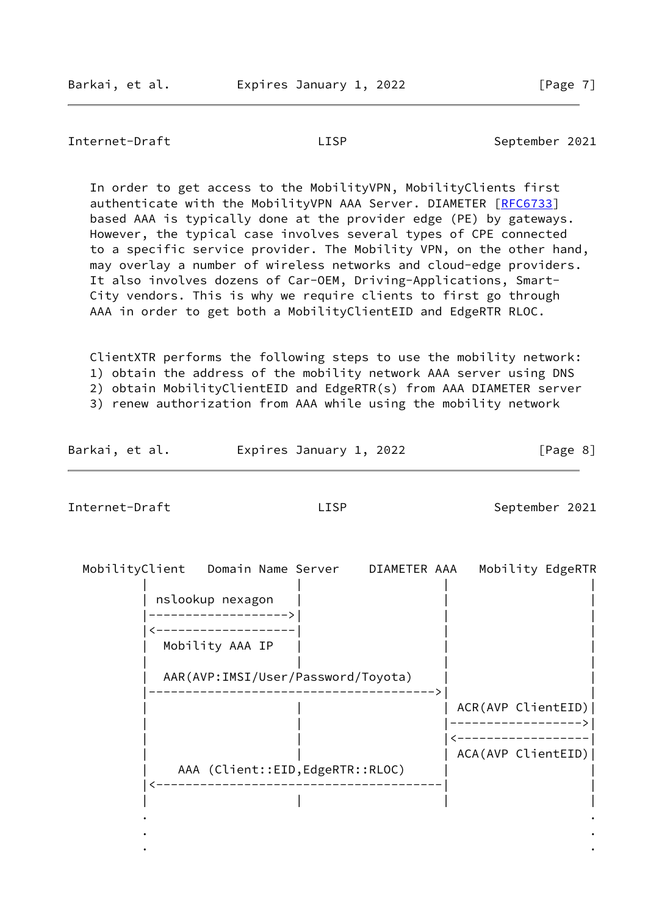In order to get access to the MobilityVPN, MobilityClients first authenticate with the MobilityVPN AAA Server. DIAMETER [RFC6733] based AAA is typically done at the provider edge (PE) by gateways. However, the typical case involves several types of CPE connected to a specific service provider. The Mobility VPN, on the other hand, may overlay a number of wireless networks and cloud-edge providers. It also involves dozens of Car-OEM, Driving-Applications, Smart-City vendors. This is why we require clients to first go through AAA in order to get both a MobilityClientEID and EdgeRTR RLOC.

ClientXTR performs the following steps to use the mobility network:
1) obtain the address of the mobility network AAA server using DNS
2) obtain MobilityClientEID and EdgeRTR(s) from AAA DIAMETER server
3) renew authorization from AAA while using the mobility network

```
  MobilityClient   Domain Name Server    DIAMETER AAA   Mobility EdgeRTR
          |                    |                   |                  |
          | nslookup nexagon   |                   |                  |
          |------------------->|                   |                  |
          |<-------------------|                   |                  |
          |  Mobility AAA IP   |                   |                  |
          |                    |                   |                  |
          |  AAR(AVP:IMSI/User/Password/Toyota)    |                  |
          |--------------------------------------->|                  |
          |                    |                   | ACR(AVP ClientEID)|
          |                    |                   |------------------>|
          |                    |                   |<------------------|
          |                    |                   | ACA(AVP ClientEID)|
          |    AAA (Client::EID,EdgeRTR::RLOC)     |                  |
          |<---------------------------------------|                  |
          |                    |                   |                  |
          .                                                           .
          .                                                           .
          .                                                           .
```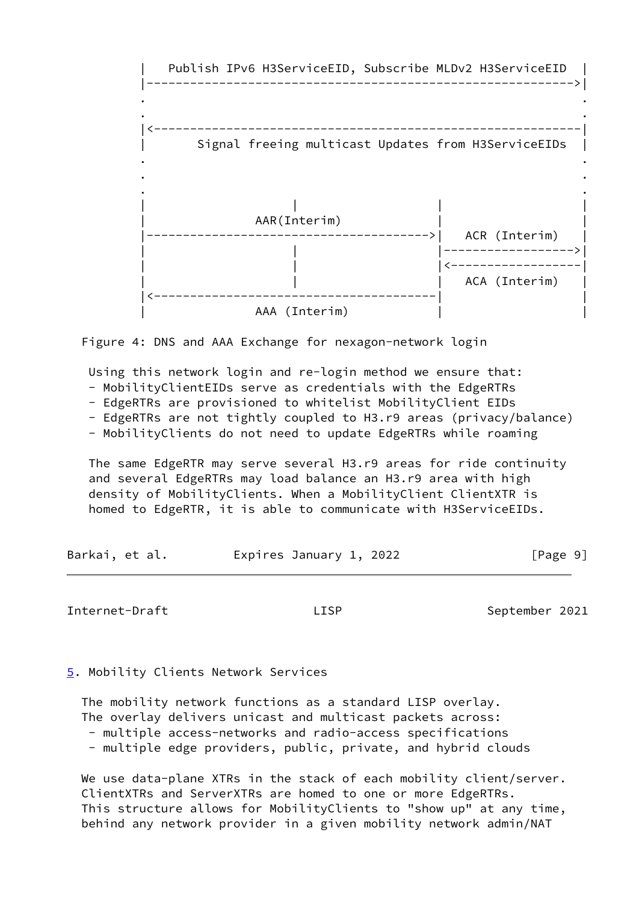```
|   Publish IPv6 H3ServiceEID, Subscribe MLDv2 H3ServiceEID   |
|------------------------------------------------------------>|
.                                                             .
.                                                             .
|<------------------------------------------------------------|
|       Signal freeing multicast Updates from H3ServiceEIDs   |
.                                                             .
.                                                             .
.                                                             .
|                    |                   |                    |
|               AAR(Interim)             |                    |
|--------------------------------------->|   ACR (Interim)    |
|                    |                   |------------------->|
|                    |                   |<-------------------|
|                    |                   |   ACA (Interim)    |
|<---------------------------------------|                    |
|               AAA (Interim)            |                    |
```

Figure 4: DNS and AAA Exchange for nexagon-network login

Using this network login and re-login method we ensure that:
- MobilityClientEIDs serve as credentials with the EdgeRTRs
- EdgeRTRs are provisioned to whitelist MobilityClient EIDs
- EdgeRTRs are not tightly coupled to H3.r9 areas (privacy/balance)
- MobilityClients do not need to update EdgeRTRs while roaming

The same EdgeRTR may serve several H3.r9 areas for ride continuity and several EdgeRTRs may load balance an H3.r9 area with high density of MobilityClients. When a MobilityClient ClientXTR is homed to EdgeRTR, it is able to communicate with H3ServiceEIDs.

## 5. Mobility Clients Network Services

The mobility network functions as a standard LISP overlay.
The overlay delivers unicast and multicast packets across:
- multiple access-networks and radio-access specifications
- multiple edge providers, public, private, and hybrid clouds

We use data-plane XTRs in the stack of each mobility client/server.
ClientXTRs and ServerXTRs are homed to one or more EdgeRTRs.
This structure allows for MobilityClients to "show up" at any time, behind any network provider in a given mobility network admin/NAT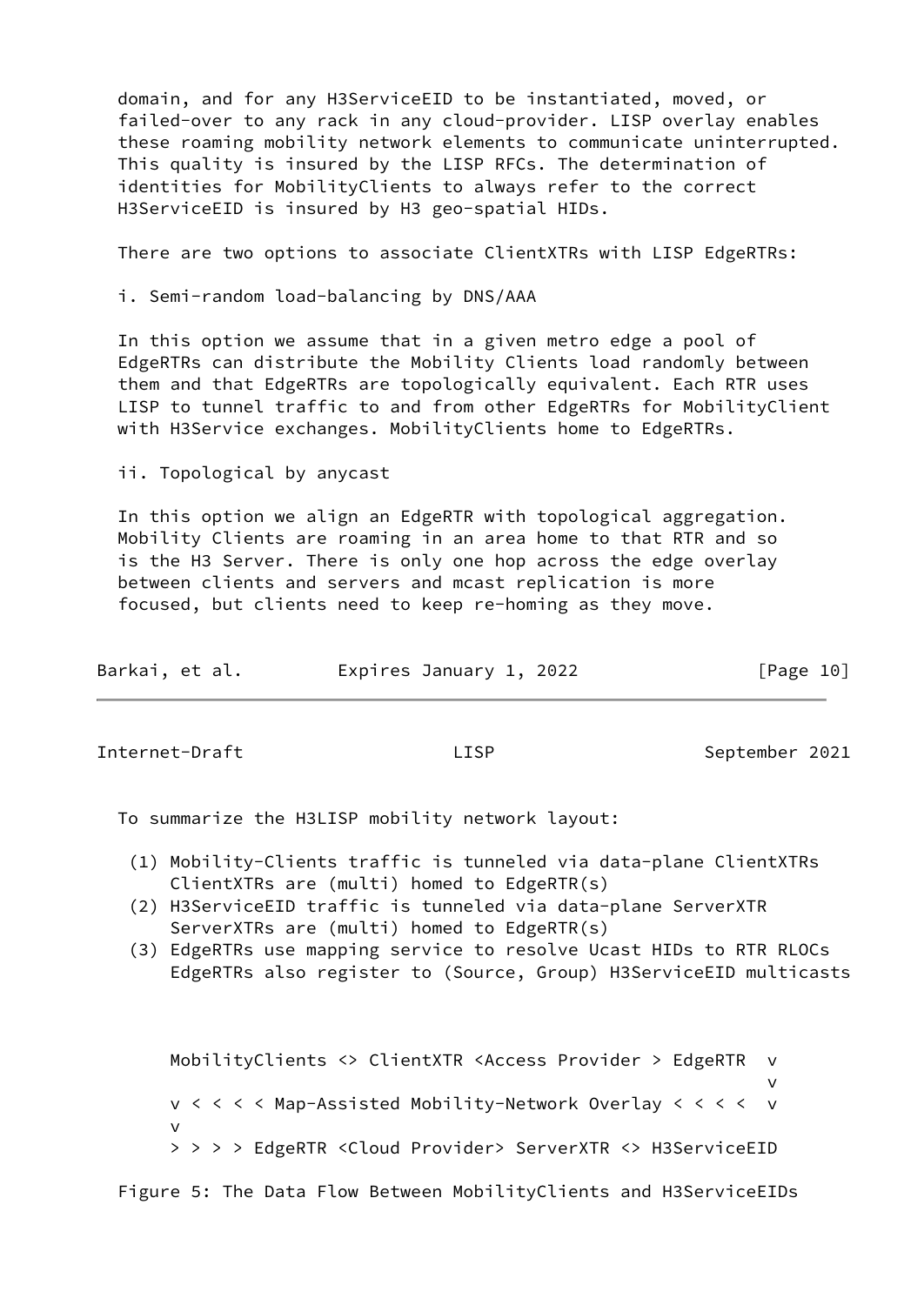domain, and for any H3ServiceEID to be instantiated, moved, or failed-over to any rack in any cloud-provider. LISP overlay enables these roaming mobility network elements to communicate uninterrupted. This quality is insured by the LISP RFCs. The determination of identities for MobilityClients to always refer to the correct H3ServiceEID is insured by H3 geo-spatial HIDs.

There are two options to associate ClientXTRs with LISP EdgeRTRs:

i. Semi-random load-balancing by DNS/AAA

In this option we assume that in a given metro edge a pool of EdgeRTRs can distribute the Mobility Clients load randomly between them and that EdgeRTRs are topologically equivalent. Each RTR uses LISP to tunnel traffic to and from other EdgeRTRs for MobilityClient with H3Service exchanges. MobilityClients home to EdgeRTRs.

ii. Topological by anycast

In this option we align an EdgeRTR with topological aggregation. Mobility Clients are roaming in an area home to that RTR and so is the H3 Server. There is only one hop across the edge overlay between clients and servers and mcast replication is more focused, but clients need to keep re-homing as they move.

To summarize the H3LISP mobility network layout:

(1) Mobility-Clients traffic is tunneled via data-plane ClientXTRs
    ClientXTRs are (multi) homed to EdgeRTR(s)
(2) H3ServiceEID traffic is tunneled via data-plane ServerXTR
    ServerXTRs are (multi) homed to EdgeRTR(s)
(3) EdgeRTRs use mapping service to resolve Ucast HIDs to RTR RLOCs
    EdgeRTRs also register to (Source, Group) H3ServiceEID multicasts

```
MobilityClients <> ClientXTR <Access Provider > EdgeRTR  v
                                                         v
v < < < < Map-Assisted Mobility-Network Overlay < < < <  v
v
> > > > EdgeRTR <Cloud Provider> ServerXTR <> H3ServiceEID
```

Figure 5: The Data Flow Between MobilityClients and H3ServiceEIDs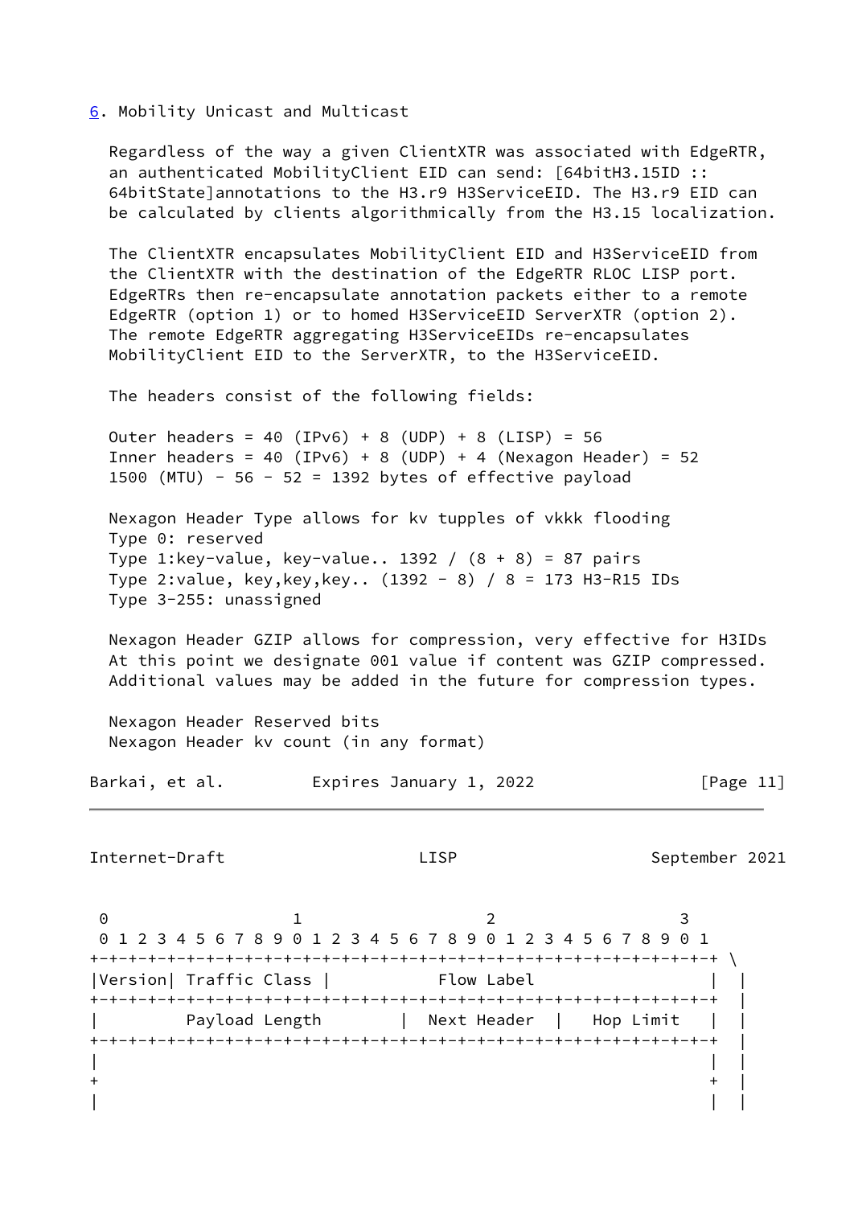## 6. Mobility Unicast and Multicast

Regardless of the way a given ClientXTR was associated with EdgeRTR, an authenticated MobilityClient EID can send: [64bitH3.15ID :: 64bitState]annotations to the H3.r9 H3ServiceEID. The H3.r9 EID can be calculated by clients algorithmically from the H3.15 localization.

The ClientXTR encapsulates MobilityClient EID and H3ServiceEID from the ClientXTR with the destination of the EdgeRTR RLOC LISP port. EdgeRTRs then re-encapsulate annotation packets either to a remote EdgeRTR (option 1) or to homed H3ServiceEID ServerXTR (option 2). The remote EdgeRTR aggregating H3ServiceEIDs re-encapsulates MobilityClient EID to the ServerXTR, to the H3ServiceEID.

The headers consist of the following fields:

```
Outer headers = 40 (IPv6) + 8 (UDP) + 8 (LISP) = 56
Inner headers = 40 (IPv6) + 8 (UDP) + 4 (Nexagon Header) = 52
1500 (MTU) - 56 - 52 = 1392 bytes of effective payload
```

Nexagon Header Type allows for kv tupples of vkkk flooding
Type 0: reserved
Type 1:key-value, key-value.. 1392 / (8 + 8) = 87 pairs
Type 2:value, key,key,key.. (1392 - 8) / 8 = 173 H3-R15 IDs
Type 3-255: unassigned

Nexagon Header GZIP allows for compression, very effective for H3IDs
At this point we designate 001 value if content was GZIP compressed.
Additional values may be added in the future for compression types.

Nexagon Header Reserved bits
Nexagon Header kv count (in any format)

```
 0                   1                   2                   3
 0 1 2 3 4 5 6 7 8 9 0 1 2 3 4 5 6 7 8 9 0 1 2 3 4 5 6 7 8 9 0 1
+-+-+-+-+-+-+-+-+-+-+-+-+-+-+-+-+-+-+-+-+-+-+-+-+-+-+-+-+-+-+-+-+ \
|Version| Traffic Class |           Flow Label                  |  |
+-+-+-+-+-+-+-+-+-+-+-+-+-+-+-+-+-+-+-+-+-+-+-+-+-+-+-+-+-+-+-+-+  |
|         Payload Length        |  Next Header  |   Hop Limit   |  |
+-+-+-+-+-+-+-+-+-+-+-+-+-+-+-+-+-+-+-+-+-+-+-+-+-+-+-+-+-+-+-+-+  |
|                                                               |  |
+                                                               +  |
|                                                               |  |
```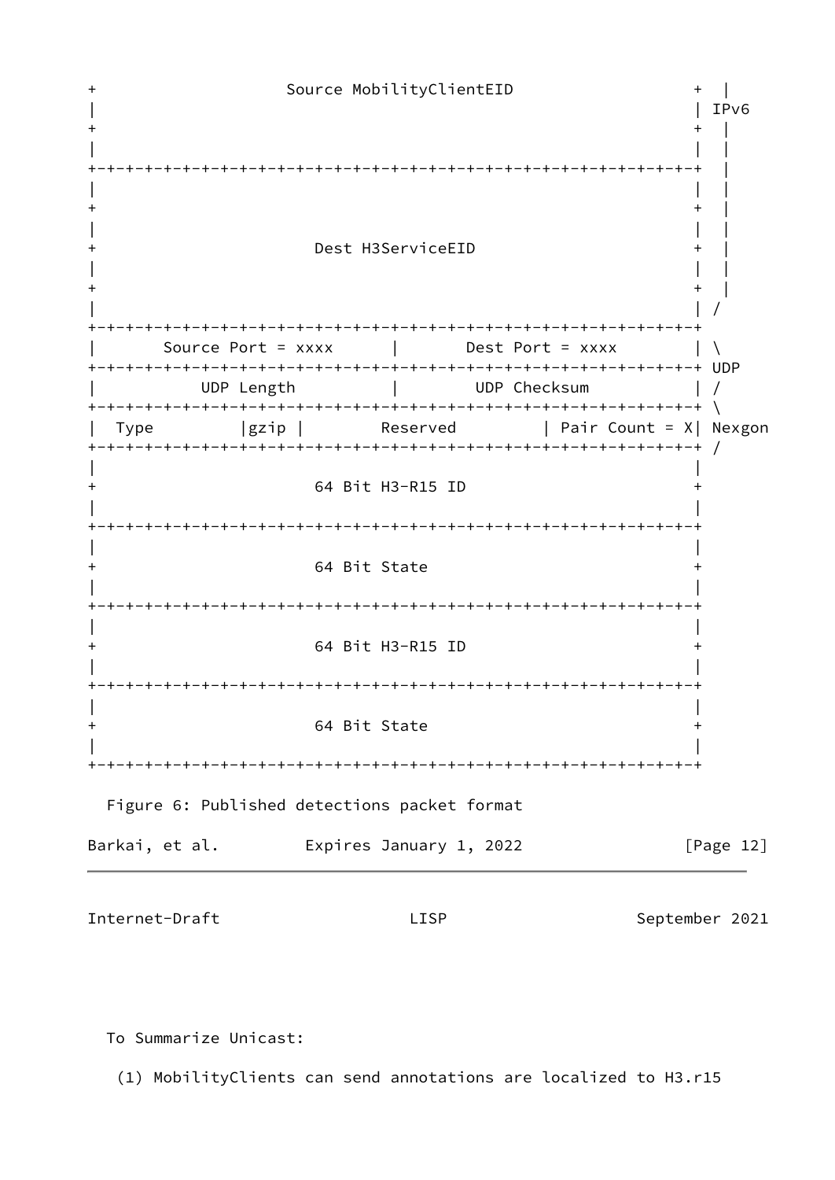```
+                    Source MobilityClientEID                   +  |
|                                                               | IPv6
+                                                               +  |
|                                                               |  |
+-+-+-+-+-+-+-+-+-+-+-+-+-+-+-+-+-+-+-+-+-+-+-+-+-+-+-+-+-+-+-+-+  |
|                                                               |  |
+                                                               +  |
|                                                               |  |
+                       Dest H3ServiceEID                       +  |
|                                                               |  |
+                                                               +  |
|                                                               | /
+-+-+-+-+-+-+-+-+-+-+-+-+-+-+-+-+-+-+-+-+-+-+-+-+-+-+-+-+-+-+-+-+
|       Source Port = xxxx      |       Dest Port = xxxx        | \
+-+-+-+-+-+-+-+-+-+-+-+-+-+-+-+-+-+-+-+-+-+-+-+-+-+-+-+-+-+-+-+-+ UDP
|           UDP Length          |        UDP Checksum           | /
+-+-+-+-+-+-+-+-+-+-+-+-+-+-+-+-+-+-+-+-+-+-+-+-+-+-+-+-+-+-+-+-+ \
|  Type         |gzip |        Reserved        | Pair Count = X| Nexgon
+-+-+-+-+-+-+-+-+-+-+-+-+-+-+-+-+-+-+-+-+-+-+-+-+-+-+-+-+-+-+-+-+ /
|                                                               |
+                       64 Bit H3-R15 ID                        +
|                                                               |
+-+-+-+-+-+-+-+-+-+-+-+-+-+-+-+-+-+-+-+-+-+-+-+-+-+-+-+-+-+-+-+-+
|                                                               |
+                       64 Bit State                            +
|                                                               |
+-+-+-+-+-+-+-+-+-+-+-+-+-+-+-+-+-+-+-+-+-+-+-+-+-+-+-+-+-+-+-+-+
|                                                               |
+                       64 Bit H3-R15 ID                        +
|                                                               |
+-+-+-+-+-+-+-+-+-+-+-+-+-+-+-+-+-+-+-+-+-+-+-+-+-+-+-+-+-+-+-+-+
|                                                               |
+                       64 Bit State                            +
|                                                               |
+-+-+-+-+-+-+-+-+-+-+-+-+-+-+-+-+-+-+-+-+-+-+-+-+-+-+-+-+-+-+-+-+
```

Figure 6: Published detections packet format

To Summarize Unicast:

(1) MobilityClients can send annotations are localized to H3.r15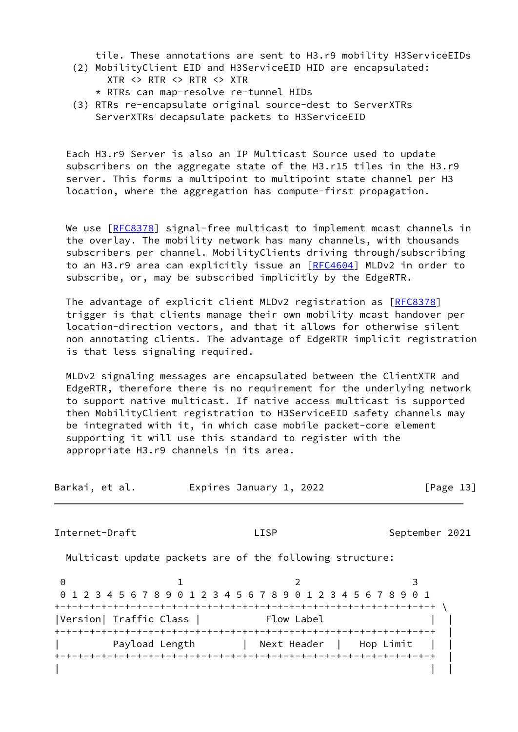tile. These annotations are sent to H3.r9 mobility H3ServiceEIDs

(2) MobilityClient EID and H3ServiceEID HID are encapsulated:
   XTR <> RTR <> RTR <> XTR
   * RTRs can map-resolve re-tunnel HIDs

(3) RTRs re-encapsulate original source-dest to ServerXTRs
   ServerXTRs decapsulate packets to H3ServiceEID

Each H3.r9 Server is also an IP Multicast Source used to update subscribers on the aggregate state of the H3.r15 tiles in the H3.r9 server. This forms a multipoint to multipoint state channel per H3 location, where the aggregation has compute-first propagation.

We use [RFC8378] signal-free multicast to implement mcast channels in the overlay. The mobility network has many channels, with thousands subscribers per channel. MobilityClients driving through/subscribing to an H3.r9 area can explicitly issue an [RFC4604] MLDv2 in order to subscribe, or, may be subscribed implicitly by the EdgeRTR.

The advantage of explicit client MLDv2 registration as [RFC8378] trigger is that clients manage their own mobility mcast handover per location-direction vectors, and that it allows for otherwise silent non annotating clients. The advantage of EdgeRTR implicit registration is that less signaling required.

MLDv2 signaling messages are encapsulated between the ClientXTR and EdgeRTR, therefore there is no requirement for the underlying network to support native multicast. If native access multicast is supported then MobilityClient registration to H3ServiceEID safety channels may be integrated with it, in which case mobile packet-core element supporting it will use this standard to register with the appropriate H3.r9 channels in its area.

Multicast update packets are of the following structure:

```
 0                   1                   2                   3
 0 1 2 3 4 5 6 7 8 9 0 1 2 3 4 5 6 7 8 9 0 1 2 3 4 5 6 7 8 9 0 1
+-+-+-+-+-+-+-+-+-+-+-+-+-+-+-+-+-+-+-+-+-+-+-+-+-+-+-+-+-+-+-+-+ \
|Version| Traffic Class |           Flow Label                  |  |
+-+-+-+-+-+-+-+-+-+-+-+-+-+-+-+-+-+-+-+-+-+-+-+-+-+-+-+-+-+-+-+-+  |
|         Payload Length        |  Next Header  |   Hop Limit   |  |
+-+-+-+-+-+-+-+-+-+-+-+-+-+-+-+-+-+-+-+-+-+-+-+-+-+-+-+-+-+-+-+-+  |
|                                                               |  |
```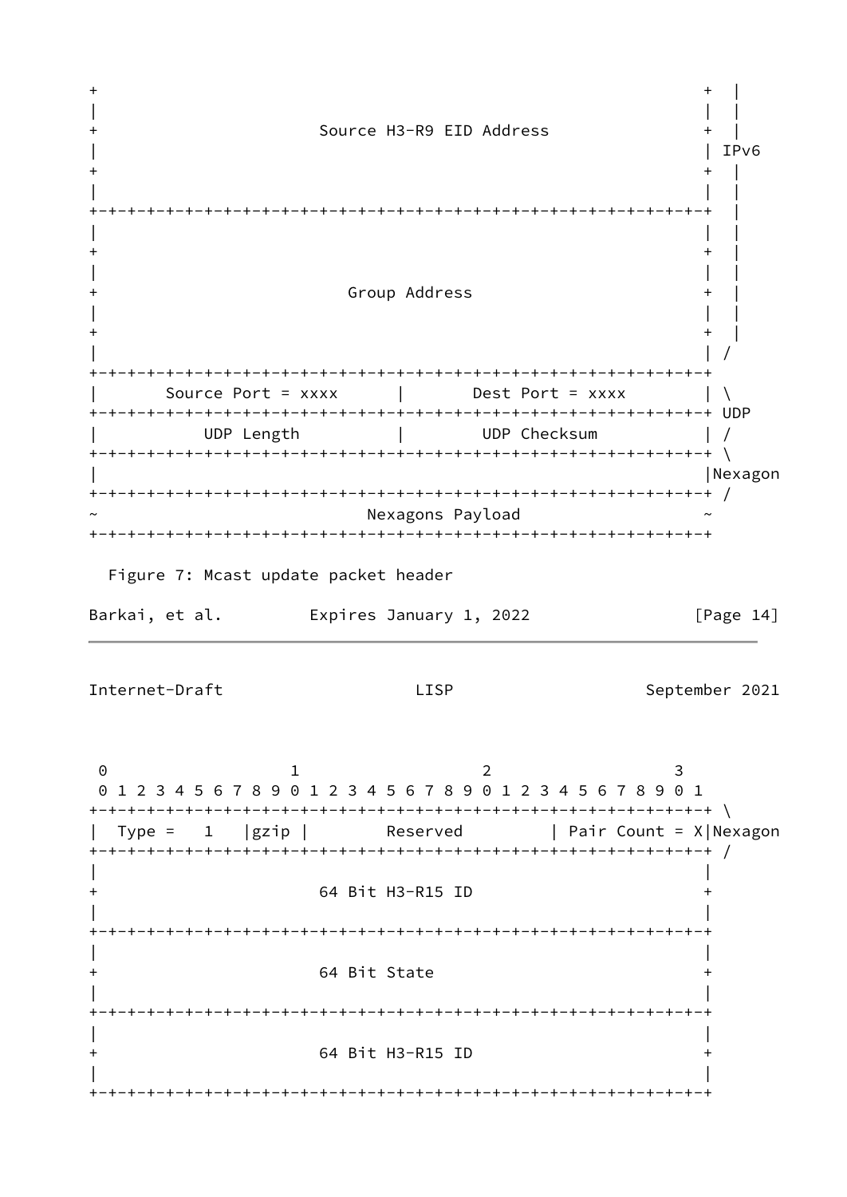```
+                                                               +  |
|                                                               |  |
+                     Source H3-R9 EID Address                  +  |
|                                                               | IPv6
+                                                               +  |
|                                                               |  |
+-+-+-+-+-+-+-+-+-+-+-+-+-+-+-+-+-+-+-+-+-+-+-+-+-+-+-+-+-+-+-+-+  |
|                                                               |  |
+                                                               +  |
|                                                               |  |
+                        Group Address                          +  |
|                                                               |  |
+                                                               +  |
|                                                               | /
+-+-+-+-+-+-+-+-+-+-+-+-+-+-+-+-+-+-+-+-+-+-+-+-+-+-+-+-+-+-+-+-+
|       Source Port = xxxx      |       Dest Port = xxxx        | \
+-+-+-+-+-+-+-+-+-+-+-+-+-+-+-+-+-+-+-+-+-+-+-+-+-+-+-+-+-+-+-+-+ UDP
|           UDP Length          |        UDP Checksum           | /
+-+-+-+-+-+-+-+-+-+-+-+-+-+-+-+-+-+-+-+-+-+-+-+-+-+-+-+-+-+-+-+-+ \
|                                                               |Nexagon
+-+-+-+-+-+-+-+-+-+-+-+-+-+-+-+-+-+-+-+-+-+-+-+-+-+-+-+-+-+-+-+-+ /
~                         Nexagons Payload                      ~
+-+-+-+-+-+-+-+-+-+-+-+-+-+-+-+-+-+-+-+-+-+-+-+-+-+-+-+-+-+-+-+-+
```

Figure 7: Mcast update packet header

```
 0                   1                   2                   3
 0 1 2 3 4 5 6 7 8 9 0 1 2 3 4 5 6 7 8 9 0 1 2 3 4 5 6 7 8 9 0 1
+-+-+-+-+-+-+-+-+-+-+-+-+-+-+-+-+-+-+-+-+-+-+-+-+-+-+-+-+-+-+-+-+ \
|  Type =   1   |gzip |        Reserved         | Pair Count = X|Nexagon
+-+-+-+-+-+-+-+-+-+-+-+-+-+-+-+-+-+-+-+-+-+-+-+-+-+-+-+-+-+-+-+-+ /
|                                                               |
+                     64 Bit H3-R15 ID                          +
|                                                               |
+-+-+-+-+-+-+-+-+-+-+-+-+-+-+-+-+-+-+-+-+-+-+-+-+-+-+-+-+-+-+-+-+
|                                                               |
+                     64 Bit State                              +
|                                                               |
+-+-+-+-+-+-+-+-+-+-+-+-+-+-+-+-+-+-+-+-+-+-+-+-+-+-+-+-+-+-+-+-+
|                                                               |
+                     64 Bit H3-R15 ID                          +
|                                                               |
+-+-+-+-+-+-+-+-+-+-+-+-+-+-+-+-+-+-+-+-+-+-+-+-+-+-+-+-+-+-+-+-+
```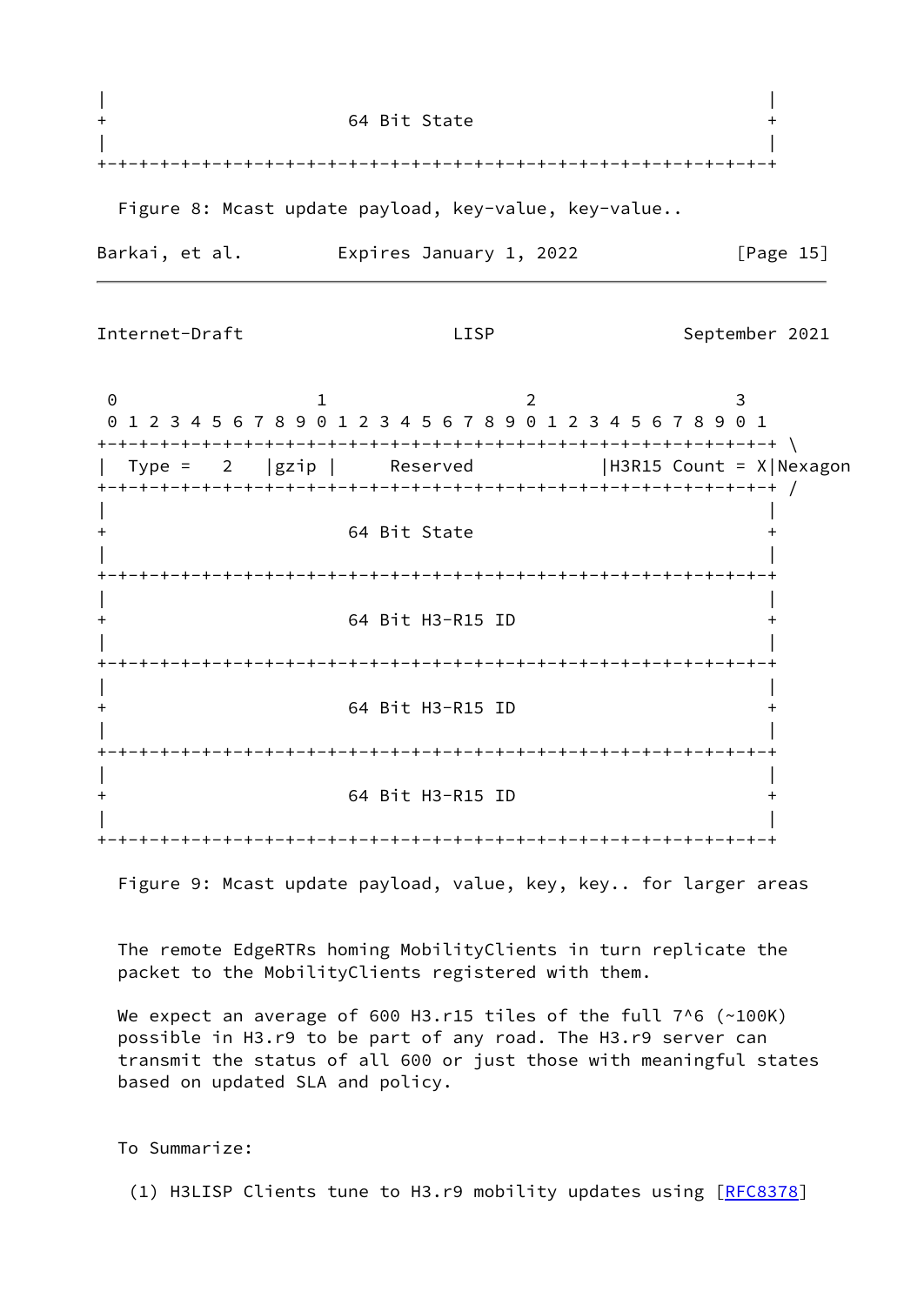```
|                                                               |
+                         64 Bit State                          +
|                                                               |
+-+-+-+-+-+-+-+-+-+-+-+-+-+-+-+-+-+-+-+-+-+-+-+-+-+-+-+-+-+-+-+-+
```

Figure 8: Mcast update payload, key-value, key-value..

```
 0                   1                   2                   3
 0 1 2 3 4 5 6 7 8 9 0 1 2 3 4 5 6 7 8 9 0 1 2 3 4 5 6 7 8 9 0 1
+-+-+-+-+-+-+-+-+-+-+-+-+-+-+-+-+-+-+-+-+-+-+-+-+-+-+-+-+-+-+-+-+ \
| Type =   2   |gzip |     Reserved          |H3R15 Count = X|Nexagon
+-+-+-+-+-+-+-+-+-+-+-+-+-+-+-+-+-+-+-+-+-+-+-+-+-+-+-+-+-+-+-+-+ /
|                                                               |
+                         64 Bit State                          +
|                                                               |
+-+-+-+-+-+-+-+-+-+-+-+-+-+-+-+-+-+-+-+-+-+-+-+-+-+-+-+-+-+-+-+-+
|                                                               |
+                         64 Bit H3-R15 ID                      +
|                                                               |
+-+-+-+-+-+-+-+-+-+-+-+-+-+-+-+-+-+-+-+-+-+-+-+-+-+-+-+-+-+-+-+-+
|                                                               |
+                         64 Bit H3-R15 ID                      +
|                                                               |
+-+-+-+-+-+-+-+-+-+-+-+-+-+-+-+-+-+-+-+-+-+-+-+-+-+-+-+-+-+-+-+-+
|                                                               |
+                         64 Bit H3-R15 ID                      +
|                                                               |
+-+-+-+-+-+-+-+-+-+-+-+-+-+-+-+-+-+-+-+-+-+-+-+-+-+-+-+-+-+-+-+-+
```

Figure 9: Mcast update payload, value, key, key.. for larger areas

The remote EdgeRTRs homing MobilityClients in turn replicate the packet to the MobilityClients registered with them.

We expect an average of 600 H3.r15 tiles of the full 7^6 (~100K) possible in H3.r9 to be part of any road. The H3.r9 server can transmit the status of all 600 or just those with meaningful states based on updated SLA and policy.

To Summarize:

(1) H3LISP Clients tune to H3.r9 mobility updates using [RFC8378]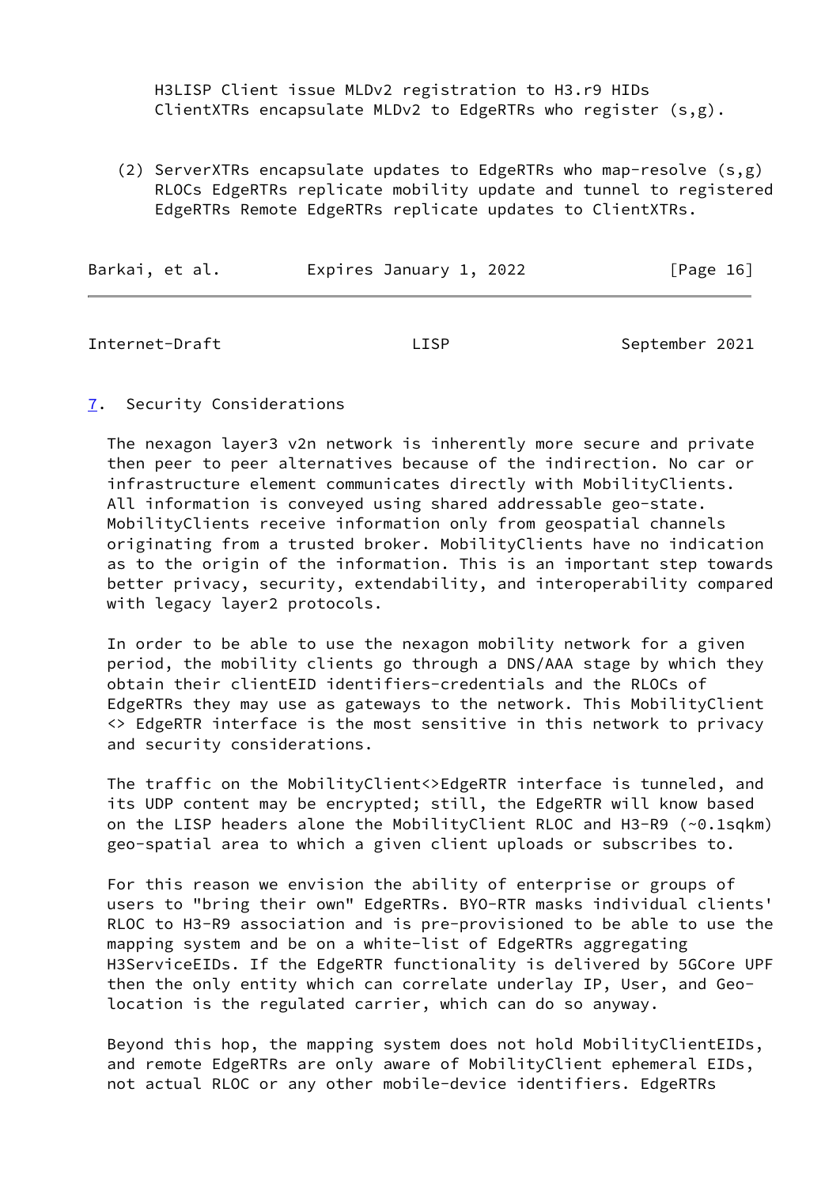H3LISP Client issue MLDv2 registration to H3.r9 HIDs
ClientXTRs encapsulate MLDv2 to EdgeRTRs who register (s,g).

(2) ServerXTRs encapsulate updates to EdgeRTRs who map-resolve (s,g)
RLOCs EdgeRTRs replicate mobility update and tunnel to registered
EdgeRTRs Remote EdgeRTRs replicate updates to ClientXTRs.

## 7. Security Considerations

The nexagon layer3 v2n network is inherently more secure and private then peer to peer alternatives because of the indirection. No car or infrastructure element communicates directly with MobilityClients. All information is conveyed using shared addressable geo-state. MobilityClients receive information only from geospatial channels originating from a trusted broker. MobilityClients have no indication as to the origin of the information. This is an important step towards better privacy, security, extendability, and interoperability compared with legacy layer2 protocols.

In order to be able to use the nexagon mobility network for a given period, the mobility clients go through a DNS/AAA stage by which they obtain their clientEID identifiers-credentials and the RLOCs of EdgeRTRs they may use as gateways to the network. This MobilityClient <> EdgeRTR interface is the most sensitive in this network to privacy and security considerations.

The traffic on the MobilityClient<>EdgeRTR interface is tunneled, and its UDP content may be encrypted; still, the EdgeRTR will know based on the LISP headers alone the MobilityClient RLOC and H3-R9 (~0.1sqkm) geo-spatial area to which a given client uploads or subscribes to.

For this reason we envision the ability of enterprise or groups of users to "bring their own" EdgeRTRs. BYO-RTR masks individual clients' RLOC to H3-R9 association and is pre-provisioned to be able to use the mapping system and be on a white-list of EdgeRTRs aggregating H3ServiceEIDs. If the EdgeRTR functionality is delivered by 5GCore UPF then the only entity which can correlate underlay IP, User, and Geo-location is the regulated carrier, which can do so anyway.

Beyond this hop, the mapping system does not hold MobilityClientEIDs, and remote EdgeRTRs are only aware of MobilityClient ephemeral EIDs, not actual RLOC or any other mobile-device identifiers. EdgeRTRs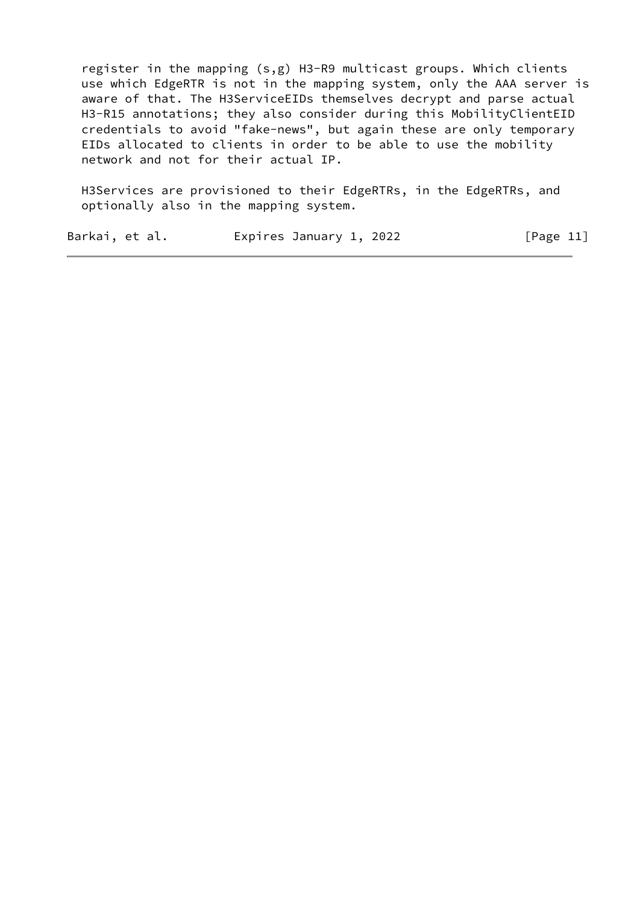register in the mapping (s,g) H3-R9 multicast groups. Which clients use which EdgeRTR is not in the mapping system, only the AAA server is aware of that. The H3ServiceEIDs themselves decrypt and parse actual H3-R15 annotations; they also consider during this MobilityClientEID credentials to avoid "fake-news", but again these are only temporary EIDs allocated to clients in order to be able to use the mobility network and not for their actual IP.

H3Services are provisioned to their EdgeRTRs, in the EdgeRTRs, and optionally also in the mapping system.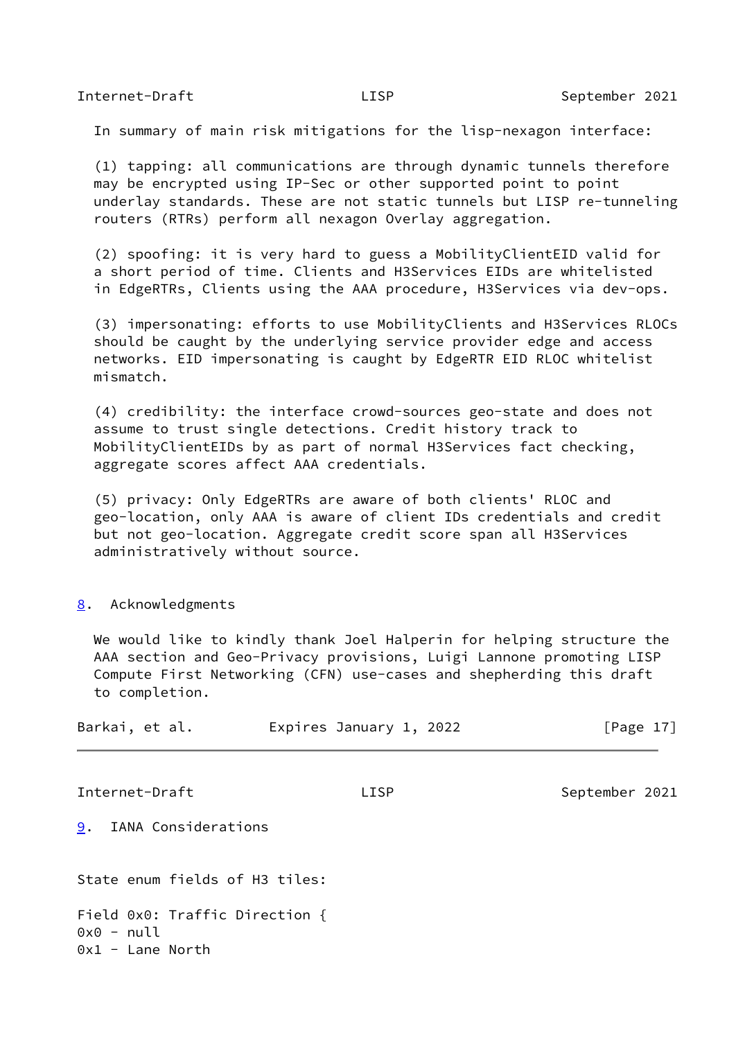In summary of main risk mitigations for the lisp-nexagon interface:

(1) tapping: all communications are through dynamic tunnels therefore may be encrypted using IP-Sec or other supported point to point underlay standards. These are not static tunnels but LISP re-tunneling routers (RTRs) perform all nexagon Overlay aggregation.

(2) spoofing: it is very hard to guess a MobilityClientEID valid for a short period of time. Clients and H3Services EIDs are whitelisted in EdgeRTRs, Clients using the AAA procedure, H3Services via dev-ops.

(3) impersonating: efforts to use MobilityClients and H3Services RLOCs should be caught by the underlying service provider edge and access networks. EID impersonating is caught by EdgeRTR EID RLOC whitelist mismatch.

(4) credibility: the interface crowd-sources geo-state and does not assume to trust single detections. Credit history track to MobilityClientEIDs by as part of normal H3Services fact checking, aggregate scores affect AAA credentials.

(5) privacy: Only EdgeRTRs are aware of both clients' RLOC and geo-location, only AAA is aware of client IDs credentials and credit but not geo-location. Aggregate credit score span all H3Services administratively without source.

## 8. Acknowledgments

We would like to kindly thank Joel Halperin for helping structure the AAA section and Geo-Privacy provisions, Luigi Lannone promoting LISP Compute First Networking (CFN) use-cases and shepherding this draft to completion.

## 9. IANA Considerations

State enum fields of H3 tiles:

```
Field 0x0: Traffic Direction {
0x0 - null
0x1 - Lane North
```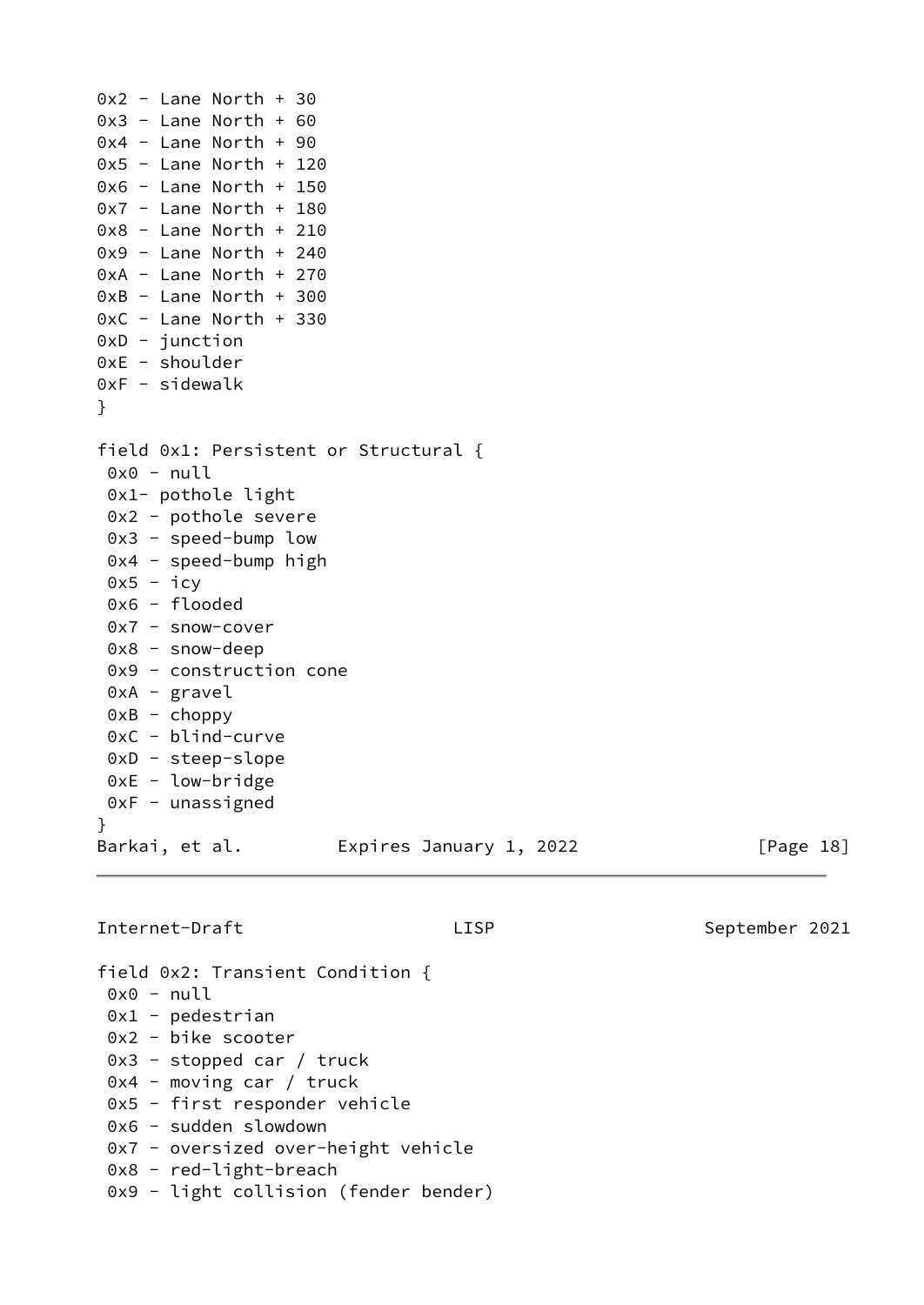```
0x2 - Lane North + 30
0x3 - Lane North + 60
0x4 - Lane North + 90
0x5 - Lane North + 120
0x6 - Lane North + 150
0x7 - Lane North + 180
0x8 - Lane North + 210
0x9 - Lane North + 240
0xA - Lane North + 270
0xB - Lane North + 300
0xC - Lane North + 330
0xD - junction
0xE - shoulder
0xF - sidewalk
}

field 0x1: Persistent or Structural {
 0x0 - null
 0x1- pothole light
 0x2 - pothole severe
 0x3 - speed-bump low
 0x4 - speed-bump high
 0x5 - icy
 0x6 - flooded
 0x7 - snow-cover
 0x8 - snow-deep
 0x9 - construction cone
 0xA - gravel
 0xB - choppy
 0xC - blind-curve
 0xD - steep-slope
 0xE - low-bridge
 0xF - unassigned
}

field 0x2: Transient Condition {
 0x0 - null
 0x1 - pedestrian
 0x2 - bike scooter
 0x3 - stopped car / truck
 0x4 - moving car / truck
 0x5 - first responder vehicle
 0x6 - sudden slowdown
 0x7 - oversized over-height vehicle
 0x8 - red-light-breach
 0x9 - light collision (fender bender)
```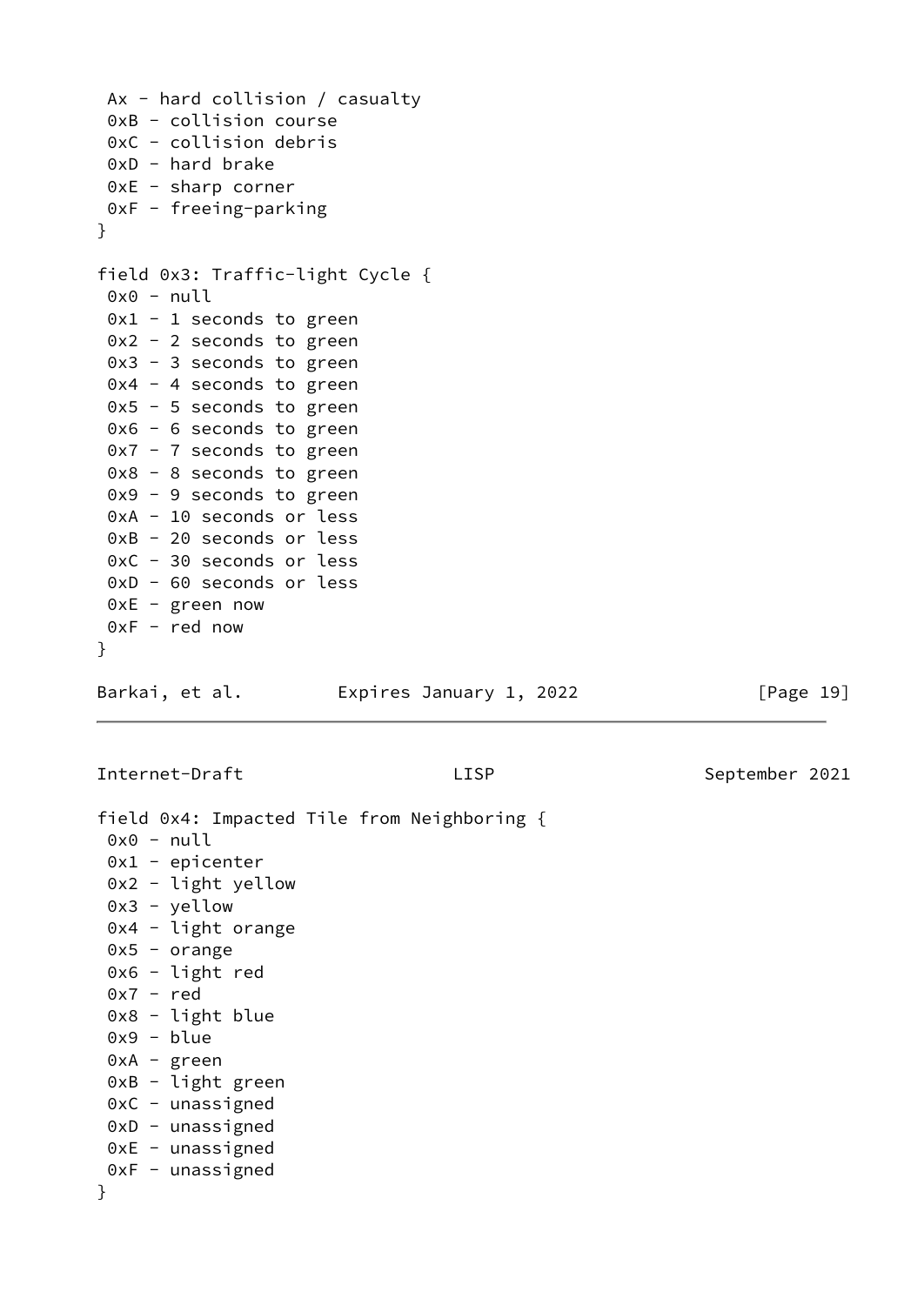```
 Ax - hard collision / casualty
 0xB - collision course
 0xC - collision debris
 0xD - hard brake
 0xE - sharp corner
 0xF - freeing-parking
}

field 0x3: Traffic-light Cycle {
 0x0 - null
 0x1 - 1 seconds to green
 0x2 - 2 seconds to green
 0x3 - 3 seconds to green
 0x4 - 4 seconds to green
 0x5 - 5 seconds to green
 0x6 - 6 seconds to green
 0x7 - 7 seconds to green
 0x8 - 8 seconds to green
 0x9 - 9 seconds to green
 0xA - 10 seconds or less
 0xB - 20 seconds or less
 0xC - 30 seconds or less
 0xD - 60 seconds or less
 0xE - green now
 0xF - red now
}
```

```
field 0x4: Impacted Tile from Neighboring {
 0x0 - null
 0x1 - epicenter
 0x2 - light yellow
 0x3 - yellow
 0x4 - light orange
 0x5 - orange
 0x6 - light red
 0x7 - red
 0x8 - light blue
 0x9 - blue
 0xA - green
 0xB - light green
 0xC - unassigned
 0xD - unassigned
 0xE - unassigned
 0xF - unassigned
}
```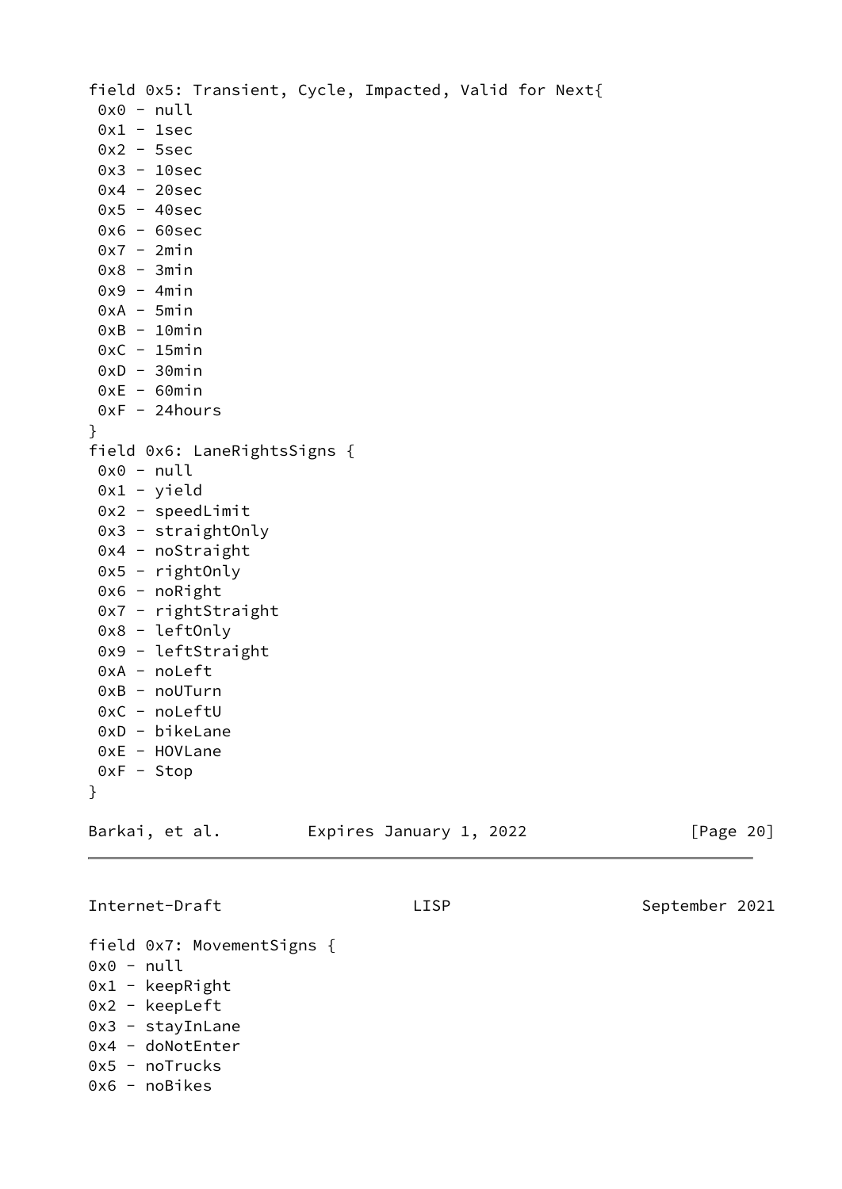```
field 0x5: Transient, Cycle, Impacted, Valid for Next{
 0x0 - null
 0x1 - 1sec
 0x2 - 5sec
 0x3 - 10sec
 0x4 - 20sec
 0x5 - 40sec
 0x6 - 60sec
 0x7 - 2min
 0x8 - 3min
 0x9 - 4min
 0xA - 5min
 0xB - 10min
 0xC - 15min
 0xD - 30min
 0xE - 60min
 0xF - 24hours
}
field 0x6: LaneRightsSigns {
 0x0 - null
 0x1 - yield
 0x2 - speedLimit
 0x3 - straightOnly
 0x4 - noStraight
 0x5 - rightOnly
 0x6 - noRight
 0x7 - rightStraight
 0x8 - leftOnly
 0x9 - leftStraight
 0xA - noLeft
 0xB - noUTurn
 0xC - noLeftU
 0xD - bikeLane
 0xE - HOVLane
 0xF - Stop
}
```

```
field 0x7: MovementSigns {
0x0 - null
0x1 - keepRight
0x2 - keepLeft
0x3 - stayInLane
0x4 - doNotEnter
0x5 - noTrucks
0x6 - noBikes
```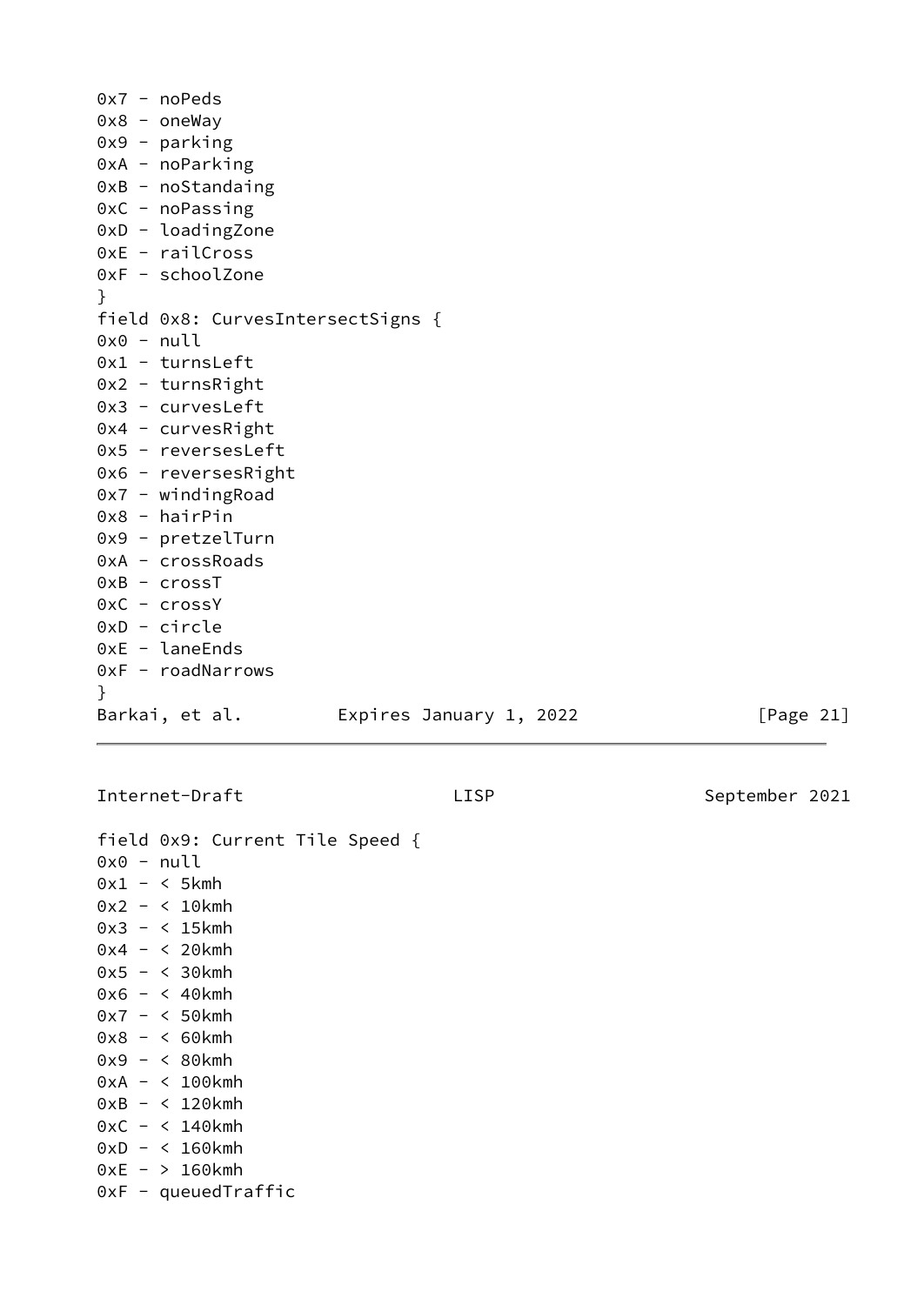```
0x7 - noPeds
0x8 - oneWay
0x9 - parking
0xA - noParking
0xB - noStandaing
0xC - noPassing
0xD - loadingZone
0xE - railCross
0xF - schoolZone
}
field 0x8: CurvesIntersectSigns {
0x0 - null
0x1 - turnsLeft
0x2 - turnsRight
0x3 - curvesLeft
0x4 - curvesRight
0x5 - reversesLeft
0x6 - reversesRight
0x7 - windingRoad
0x8 - hairPin
0x9 - pretzelTurn
0xA - crossRoads
0xB - crossT
0xC - crossY
0xD - circle
0xE - laneEnds
0xF - roadNarrows
}
```

```
field 0x9: Current Tile Speed {
0x0 - null
0x1 - < 5kmh
0x2 - < 10kmh
0x3 - < 15kmh
0x4 - < 20kmh
0x5 - < 30kmh
0x6 - < 40kmh
0x7 - < 50kmh
0x8 - < 60kmh
0x9 - < 80kmh
0xA - < 100kmh
0xB - < 120kmh
0xC - < 140kmh
0xD - < 160kmh
0xE - > 160kmh
0xF - queuedTraffic
```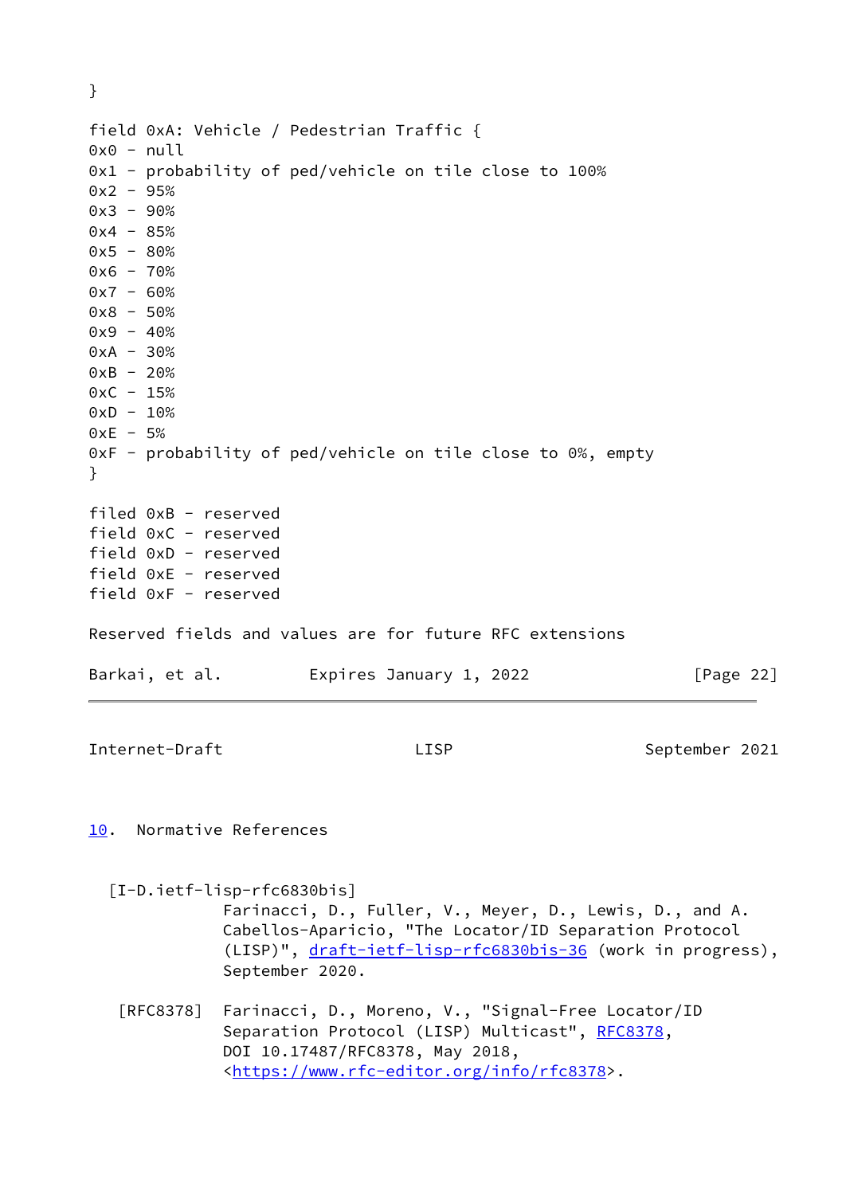```
}

field 0xA: Vehicle / Pedestrian Traffic {
0x0 - null
0x1 - probability of ped/vehicle on tile close to 100%
0x2 - 95%
0x3 - 90%
0x4 - 85%
0x5 - 80%
0x6 - 70%
0x7 - 60%
0x8 - 50%
0x9 - 40%
0xA - 30%
0xB - 20%
0xC - 15%
0xD - 10%
0xE - 5%
0xF - probability of ped/vehicle on tile close to 0%, empty
}

filed 0xB - reserved
field 0xC - reserved
field 0xD - reserved
field 0xE - reserved
field 0xF - reserved
```

Reserved fields and values are for future RFC extensions

## 10. Normative References

[I-D.ietf-lisp-rfc6830bis]
Farinacci, D., Fuller, V., Meyer, D., Lewis, D., and A. Cabellos-Aparicio, "The Locator/ID Separation Protocol (LISP)", draft-ietf-lisp-rfc6830bis-36 (work in progress), September 2020.

[RFC8378] Farinacci, D., Moreno, V., "Signal-Free Locator/ID Separation Protocol (LISP) Multicast", RFC8378, DOI 10.17487/RFC8378, May 2018, <https://www.rfc-editor.org/info/rfc8378>.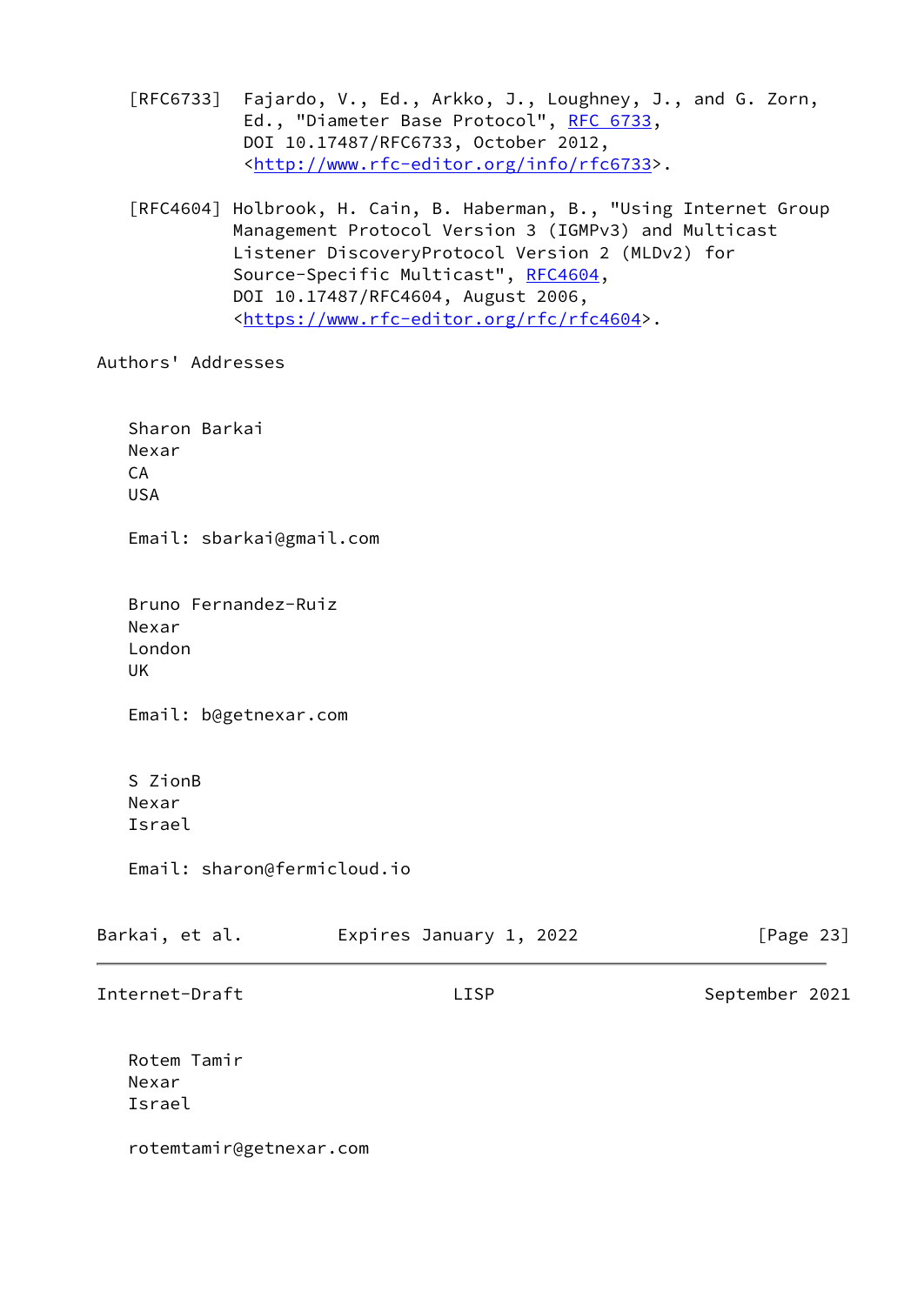[RFC6733] Fajardo, V., Ed., Arkko, J., Loughney, J., and G. Zorn, Ed., "Diameter Base Protocol", RFC 6733, DOI 10.17487/RFC6733, October 2012, <http://www.rfc-editor.org/info/rfc6733>.

[RFC4604] Holbrook, H. Cain, B. Haberman, B., "Using Internet Group Management Protocol Version 3 (IGMPv3) and Multicast Listener DiscoveryProtocol Version 2 (MLDv2) for Source-Specific Multicast", RFC4604, DOI 10.17487/RFC4604, August 2006, <https://www.rfc-editor.org/rfc/rfc4604>.

## Authors' Addresses

Sharon Barkai
Nexar
CA
USA

Email: sbarkai@gmail.com

Bruno Fernandez-Ruiz
Nexar
London
UK

Email: b@getnexar.com

S ZionB
Nexar
Israel

Email: sharon@fermicloud.io

Rotem Tamir
Nexar
Israel

rotemtamir@getnexar.com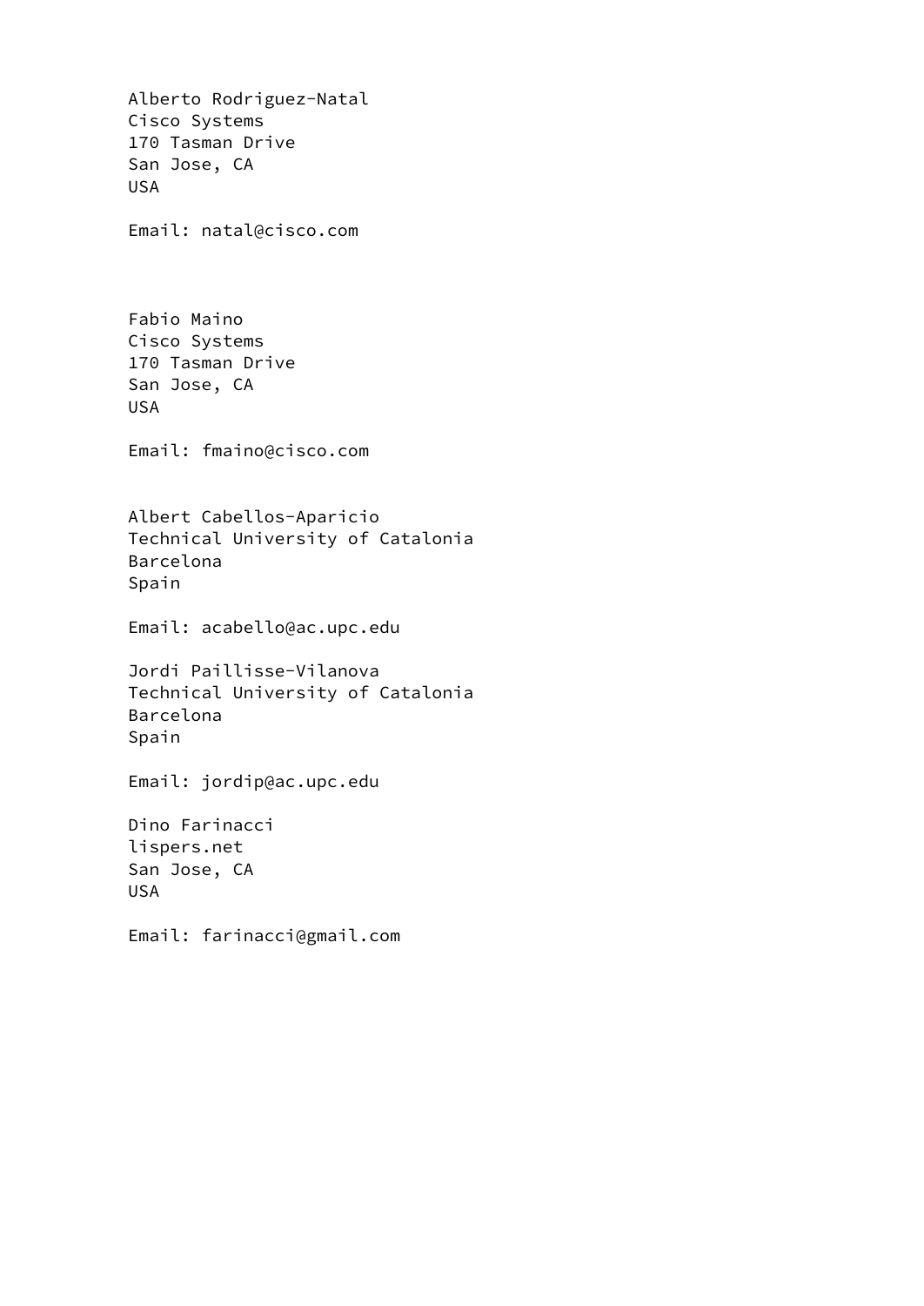Alberto Rodriguez-Natal
Cisco Systems
170 Tasman Drive
San Jose, CA
USA

Email: natal@cisco.com

Fabio Maino
Cisco Systems
170 Tasman Drive
San Jose, CA
USA

Email: fmaino@cisco.com

Albert Cabellos-Aparicio
Technical University of Catalonia
Barcelona
Spain

Email: acabello@ac.upc.edu

Jordi Paillisse-Vilanova
Technical University of Catalonia
Barcelona
Spain

Email: jordip@ac.upc.edu

Dino Farinacci
lispers.net
San Jose, CA
USA

Email: farinacci@gmail.com